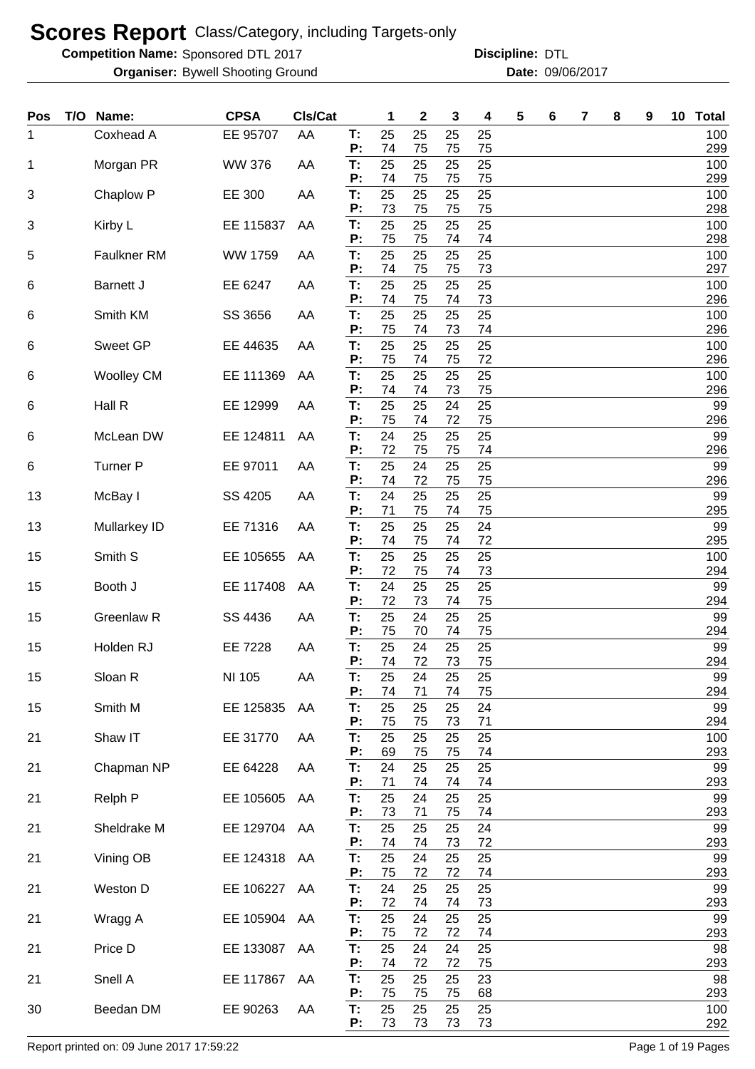# Scores Report Class/Category, including Targets-only

**Competition Name:** Sponsored DTL 2017 **Discipline:** DTL

**Organiser:** Bywell Shooting Ground **Date:** 09/06/2017

| Pos | T/O | Name: | CPSA | Cls/Cat | | 1 | 2 | 3 | 4 | 5 | 6 | 7 | 8 | 9 | 10 | Total |
|---|---|---|---|---|---|---|---|---|---|---|---|---|---|---|---|---|
| 1 | | Coxhead A | EE 95707 | AA | T: | 25 | 25 | 25 | 25 | | | | | | | 100 |
| | | | | | P: | 74 | 75 | 75 | 75 | | | | | | | 299 |
| 1 | | Morgan PR | WW 376 | AA | T: | 25 | 25 | 25 | 25 | | | | | | | 100 |
| | | | | | P: | 74 | 75 | 75 | 75 | | | | | | | 299 |
| 3 | | Chaplow P | EE 300 | AA | T: | 25 | 25 | 25 | 25 | | | | | | | 100 |
| | | | | | P: | 73 | 75 | 75 | 75 | | | | | | | 298 |
| 3 | | Kirby L | EE 115837 | AA | T: | 25 | 25 | 25 | 25 | | | | | | | 100 |
| | | | | | P: | 75 | 75 | 74 | 74 | | | | | | | 298 |
| 5 | | Faulkner RM | WW 1759 | AA | T: | 25 | 25 | 25 | 25 | | | | | | | 100 |
| | | | | | P: | 74 | 75 | 75 | 73 | | | | | | | 297 |
| 6 | | Barnett J | EE 6247 | AA | T: | 25 | 25 | 25 | 25 | | | | | | | 100 |
| | | | | | P: | 74 | 75 | 74 | 73 | | | | | | | 296 |
| 6 | | Smith KM | SS 3656 | AA | T: | 25 | 25 | 25 | 25 | | | | | | | 100 |
| | | | | | P: | 75 | 74 | 73 | 74 | | | | | | | 296 |
| 6 | | Sweet GP | EE 44635 | AA | T: | 25 | 25 | 25 | 25 | | | | | | | 100 |
| | | | | | P: | 75 | 74 | 75 | 72 | | | | | | | 296 |
| 6 | | Woolley CM | EE 111369 | AA | T: | 25 | 25 | 25 | 25 | | | | | | | 100 |
| | | | | | P: | 74 | 74 | 73 | 75 | | | | | | | 296 |
| 6 | | Hall R | EE 12999 | AA | T: | 25 | 25 | 24 | 25 | | | | | | | 99 |
| | | | | | P: | 75 | 74 | 72 | 75 | | | | | | | 296 |
| 6 | | McLean DW | EE 124811 | AA | T: | 24 | 25 | 25 | 25 | | | | | | | 99 |
| | | | | | P: | 72 | 75 | 75 | 74 | | | | | | | 296 |
| 6 | | Turner P | EE 97011 | AA | T: | 25 | 24 | 25 | 25 | | | | | | | 99 |
| | | | | | P: | 74 | 72 | 75 | 75 | | | | | | | 296 |
| 13 | | McBay I | SS 4205 | AA | T: | 24 | 25 | 25 | 25 | | | | | | | 99 |
| | | | | | P: | 71 | 75 | 74 | 75 | | | | | | | 295 |
| 13 | | Mullarkey ID | EE 71316 | AA | T: | 25 | 25 | 25 | 24 | | | | | | | 99 |
| | | | | | P: | 74 | 75 | 74 | 72 | | | | | | | 295 |
| 15 | | Smith S | EE 105655 | AA | T: | 25 | 25 | 25 | 25 | | | | | | | 100 |
| | | | | | P: | 72 | 75 | 74 | 73 | | | | | | | 294 |
| 15 | | Booth J | EE 117408 | AA | T: | 24 | 25 | 25 | 25 | | | | | | | 99 |
| | | | | | P: | 72 | 73 | 74 | 75 | | | | | | | 294 |
| 15 | | Greenlaw R | SS 4436 | AA | T: | 25 | 24 | 25 | 25 | | | | | | | 99 |
| | | | | | P: | 75 | 70 | 74 | 75 | | | | | | | 294 |
| 15 | | Holden RJ | EE 7228 | AA | T: | 25 | 24 | 25 | 25 | | | | | | | 99 |
| | | | | | P: | 74 | 72 | 73 | 75 | | | | | | | 294 |
| 15 | | Sloan R | NI 105 | AA | T: | 25 | 24 | 25 | 25 | | | | | | | 99 |
| | | | | | P: | 74 | 71 | 74 | 75 | | | | | | | 294 |
| 15 | | Smith M | EE 125835 | AA | T: | 25 | 25 | 25 | 24 | | | | | | | 99 |
| | | | | | P: | 75 | 75 | 73 | 71 | | | | | | | 294 |
| 21 | | Shaw IT | EE 31770 | AA | T: | 25 | 25 | 25 | 25 | | | | | | | 100 |
| | | | | | P: | 69 | 75 | 75 | 74 | | | | | | | 293 |
| 21 | | Chapman NP | EE 64228 | AA | T: | 24 | 25 | 25 | 25 | | | | | | | 99 |
| | | | | | P: | 71 | 74 | 74 | 74 | | | | | | | 293 |
| 21 | | Relph P | EE 105605 | AA | T: | 25 | 24 | 25 | 25 | | | | | | | 99 |
| | | | | | P: | 73 | 71 | 75 | 74 | | | | | | | 293 |
| 21 | | Sheldrake M | EE 129704 | AA | T: | 25 | 25 | 25 | 24 | | | | | | | 99 |
| | | | | | P: | 74 | 74 | 73 | 72 | | | | | | | 293 |
| 21 | | Vining OB | EE 124318 | AA | T: | 25 | 24 | 25 | 25 | | | | | | | 99 |
| | | | | | P: | 75 | 72 | 72 | 74 | | | | | | | 293 |
| 21 | | Weston D | EE 106227 | AA | T: | 24 | 25 | 25 | 25 | | | | | | | 99 |
| | | | | | P: | 72 | 74 | 74 | 73 | | | | | | | 293 |
| 21 | | Wragg A | EE 105904 | AA | T: | 25 | 24 | 25 | 25 | | | | | | | 99 |
| | | | | | P: | 75 | 72 | 72 | 74 | | | | | | | 293 |
| 21 | | Price D | EE 133087 | AA | T: | 25 | 24 | 24 | 25 | | | | | | | 98 |
| | | | | | P: | 74 | 72 | 72 | 75 | | | | | | | 293 |
| 21 | | Snell A | EE 117867 | AA | T: | 25 | 25 | 25 | 23 | | | | | | | 98 |
| | | | | | P: | 75 | 75 | 75 | 68 | | | | | | | 293 |
| 30 | | Beedan DM | EE 90263 | AA | T: | 25 | 25 | 25 | 25 | | | | | | | 100 |
| | | | | | P: | 73 | 73 | 73 | 73 | | | | | | | 292 |

Report printed on: 09 June 2017 17:59:22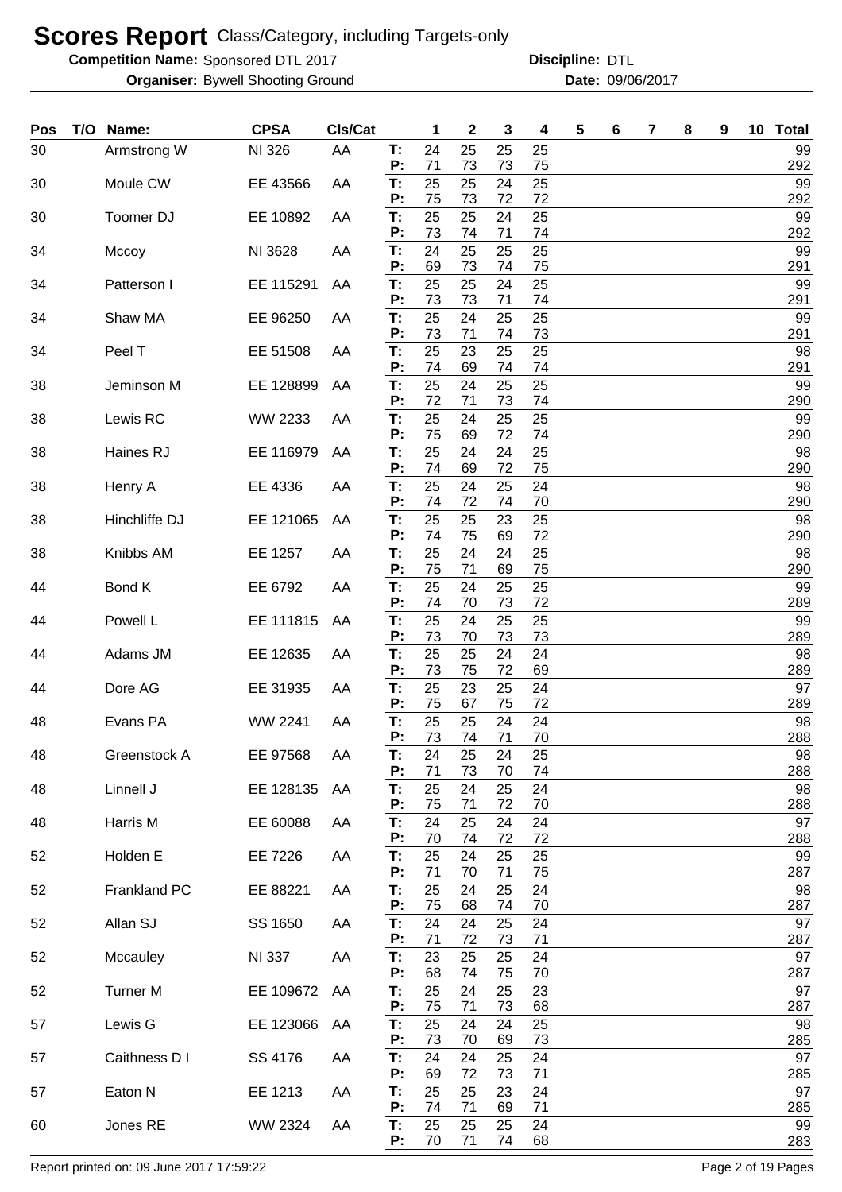# Scores Report Class/Category, including Targets-only

**Competition Name:** Sponsored DTL 2017 **Discipline:** DTL
**Organiser:** Bywell Shooting Ground **Date:** 09/06/2017

| Pos | T/O | Name: | CPSA | Cls/Cat | | 1 | 2 | 3 | 4 | 5 | 6 | 7 | 8 | 9 | 10 | Total |
|---|---|---|---|---|---|---|---|---|---|---|---|---|---|---|---|---|
| 30 | | Armstrong W | NI 326 | AA | T: | 24 | 25 | 25 | 25 | | | | | | | 99 |
| | | | | | P: | 71 | 73 | 73 | 75 | | | | | | | 292 |
| 30 | | Moule CW | EE 43566 | AA | T: | 25 | 25 | 24 | 25 | | | | | | | 99 |
| | | | | | P: | 75 | 73 | 72 | 72 | | | | | | | 292 |
| 30 | | Toomer DJ | EE 10892 | AA | T: | 25 | 25 | 24 | 25 | | | | | | | 99 |
| | | | | | P: | 73 | 74 | 71 | 74 | | | | | | | 292 |
| 34 | | Mccoy | NI 3628 | AA | T: | 24 | 25 | 25 | 25 | | | | | | | 99 |
| | | | | | P: | 69 | 73 | 74 | 75 | | | | | | | 291 |
| 34 | | Patterson I | EE 115291 | AA | T: | 25 | 25 | 24 | 25 | | | | | | | 99 |
| | | | | | P: | 73 | 73 | 71 | 74 | | | | | | | 291 |
| 34 | | Shaw MA | EE 96250 | AA | T: | 25 | 24 | 25 | 25 | | | | | | | 99 |
| | | | | | P: | 73 | 71 | 74 | 73 | | | | | | | 291 |
| 34 | | Peel T | EE 51508 | AA | T: | 25 | 23 | 25 | 25 | | | | | | | 98 |
| | | | | | P: | 74 | 69 | 74 | 74 | | | | | | | 291 |
| 38 | | Jeminson M | EE 128899 | AA | T: | 25 | 24 | 25 | 25 | | | | | | | 99 |
| | | | | | P: | 72 | 71 | 73 | 74 | | | | | | | 290 |
| 38 | | Lewis RC | WW 2233 | AA | T: | 25 | 24 | 25 | 25 | | | | | | | 99 |
| | | | | | P: | 75 | 69 | 72 | 74 | | | | | | | 290 |
| 38 | | Haines RJ | EE 116979 | AA | T: | 25 | 24 | 24 | 25 | | | | | | | 98 |
| | | | | | P: | 74 | 69 | 72 | 75 | | | | | | | 290 |
| 38 | | Henry A | EE 4336 | AA | T: | 25 | 24 | 25 | 24 | | | | | | | 98 |
| | | | | | P: | 74 | 72 | 74 | 70 | | | | | | | 290 |
| 38 | | Hinchliffe DJ | EE 121065 | AA | T: | 25 | 25 | 23 | 25 | | | | | | | 98 |
| | | | | | P: | 74 | 75 | 69 | 72 | | | | | | | 290 |
| 38 | | Knibbs AM | EE 1257 | AA | T: | 25 | 24 | 24 | 25 | | | | | | | 98 |
| | | | | | P: | 75 | 71 | 69 | 75 | | | | | | | 290 |
| 44 | | Bond K | EE 6792 | AA | T: | 25 | 24 | 25 | 25 | | | | | | | 99 |
| | | | | | P: | 74 | 70 | 73 | 72 | | | | | | | 289 |
| 44 | | Powell L | EE 111815 | AA | T: | 25 | 24 | 25 | 25 | | | | | | | 99 |
| | | | | | P: | 73 | 70 | 73 | 73 | | | | | | | 289 |
| 44 | | Adams JM | EE 12635 | AA | T: | 25 | 25 | 24 | 24 | | | | | | | 98 |
| | | | | | P: | 73 | 75 | 72 | 69 | | | | | | | 289 |
| 44 | | Dore AG | EE 31935 | AA | T: | 25 | 23 | 25 | 24 | | | | | | | 97 |
| | | | | | P: | 75 | 67 | 75 | 72 | | | | | | | 289 |
| 48 | | Evans PA | WW 2241 | AA | T: | 25 | 25 | 24 | 24 | | | | | | | 98 |
| | | | | | P: | 73 | 74 | 71 | 70 | | | | | | | 288 |
| 48 | | Greenstock A | EE 97568 | AA | T: | 24 | 25 | 24 | 25 | | | | | | | 98 |
| | | | | | P: | 71 | 73 | 70 | 74 | | | | | | | 288 |
| 48 | | Linnell J | EE 128135 | AA | T: | 25 | 24 | 25 | 24 | | | | | | | 98 |
| | | | | | P: | 75 | 71 | 72 | 70 | | | | | | | 288 |
| 48 | | Harris M | EE 60088 | AA | T: | 24 | 25 | 24 | 24 | | | | | | | 97 |
| | | | | | P: | 70 | 74 | 72 | 72 | | | | | | | 288 |
| 52 | | Holden E | EE 7226 | AA | T: | 25 | 24 | 25 | 25 | | | | | | | 99 |
| | | | | | P: | 71 | 70 | 71 | 75 | | | | | | | 287 |
| 52 | | Frankland PC | EE 88221 | AA | T: | 25 | 24 | 25 | 24 | | | | | | | 98 |
| | | | | | P: | 75 | 68 | 74 | 70 | | | | | | | 287 |
| 52 | | Allan SJ | SS 1650 | AA | T: | 24 | 24 | 25 | 24 | | | | | | | 97 |
| | | | | | P: | 71 | 72 | 73 | 71 | | | | | | | 287 |
| 52 | | Mccauley | NI 337 | AA | T: | 23 | 25 | 25 | 24 | | | | | | | 97 |
| | | | | | P: | 68 | 74 | 75 | 70 | | | | | | | 287 |
| 52 | | Turner M | EE 109672 | AA | T: | 25 | 24 | 25 | 23 | | | | | | | 97 |
| | | | | | P: | 75 | 71 | 73 | 68 | | | | | | | 287 |
| 57 | | Lewis G | EE 123066 | AA | T: | 25 | 24 | 24 | 25 | | | | | | | 98 |
| | | | | | P: | 73 | 70 | 69 | 73 | | | | | | | 285 |
| 57 | | Caithness D I | SS 4176 | AA | T: | 24 | 24 | 25 | 24 | | | | | | | 97 |
| | | | | | P: | 69 | 72 | 73 | 71 | | | | | | | 285 |
| 57 | | Eaton N | EE 1213 | AA | T: | 25 | 25 | 23 | 24 | | | | | | | 97 |
| | | | | | P: | 74 | 71 | 69 | 71 | | | | | | | 285 |
| 60 | | Jones RE | WW 2324 | AA | T: | 25 | 25 | 25 | 24 | | | | | | | 99 |
| | | | | | P: | 70 | 71 | 74 | 68 | | | | | | | 283 |

Report printed on: 09 June 2017 17:59:22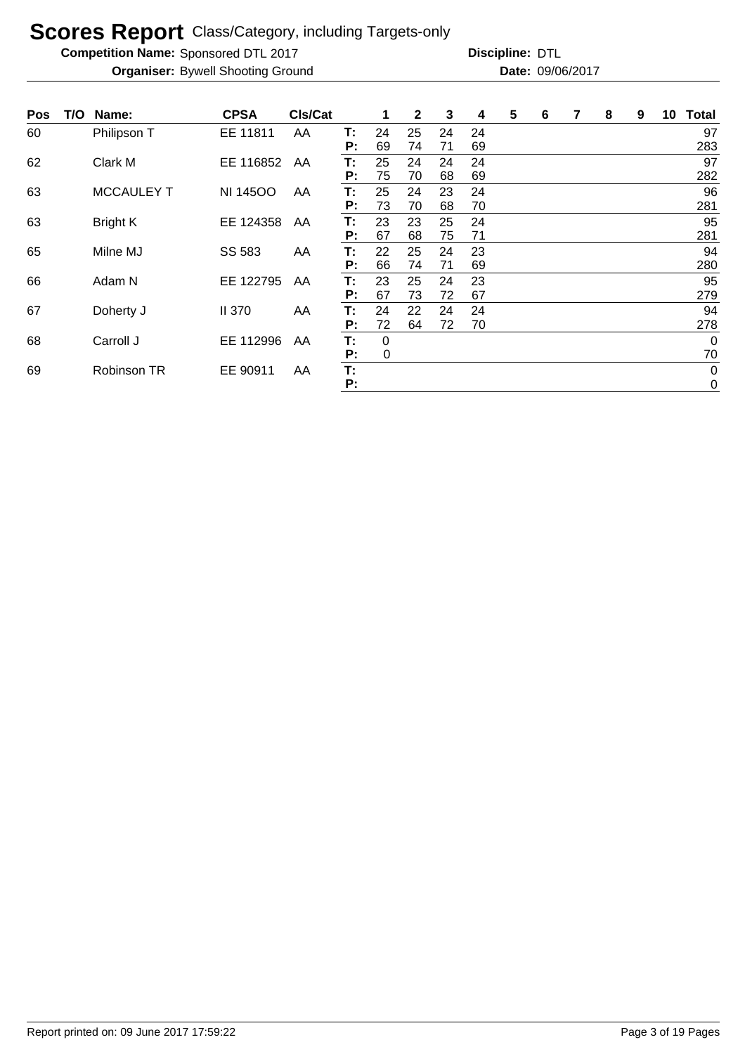# Scores Report Class/Category, including Targets-only

**Competition Name:** Sponsored DTL 2017 **Discipline:** DTL
**Organiser:** Bywell Shooting Ground **Date:** 09/06/2017

| Pos | T/O | Name: | CPSA | Cls/Cat | | 1 | 2 | 3 | 4 | 5 | 6 | 7 | 8 | 9 | 10 | Total |
|---|---|---|---|---|---|---|---|---|---|---|---|---|---|---|---|---|
| 60 | | Philipson T | EE 11811 | AA | T: | 24 | 25 | 24 | 24 | | | | | | | 97 |
| | | | | | P: | 69 | 74 | 71 | 69 | | | | | | | 283 |
| 62 | | Clark M | EE 116852 | AA | T: | 25 | 24 | 24 | 24 | | | | | | | 97 |
| | | | | | P: | 75 | 70 | 68 | 69 | | | | | | | 282 |
| 63 | | MCCAULEY T | NI 145OO | AA | T: | 25 | 24 | 23 | 24 | | | | | | | 96 |
| | | | | | P: | 73 | 70 | 68 | 70 | | | | | | | 281 |
| 63 | | Bright K | EE 124358 | AA | T: | 23 | 23 | 25 | 24 | | | | | | | 95 |
| | | | | | P: | 67 | 68 | 75 | 71 | | | | | | | 281 |
| 65 | | Milne MJ | SS 583 | AA | T: | 22 | 25 | 24 | 23 | | | | | | | 94 |
| | | | | | P: | 66 | 74 | 71 | 69 | | | | | | | 280 |
| 66 | | Adam N | EE 122795 | AA | T: | 23 | 25 | 24 | 23 | | | | | | | 95 |
| | | | | | P: | 67 | 73 | 72 | 67 | | | | | | | 279 |
| 67 | | Doherty J | II 370 | AA | T: | 24 | 22 | 24 | 24 | | | | | | | 94 |
| | | | | | P: | 72 | 64 | 72 | 70 | | | | | | | 278 |
| 68 | | Carroll J | EE 112996 | AA | T: | 0 | | | | | | | | | | 0 |
| | | | | | P: | 0 | | | | | | | | | | 70 |
| 69 | | Robinson TR | EE 90911 | AA | T: | | | | | | | | | | | 0 |
| | | | | | P: | | | | | | | | | | | 0 |

Report printed on: 09 June 2017 17:59:22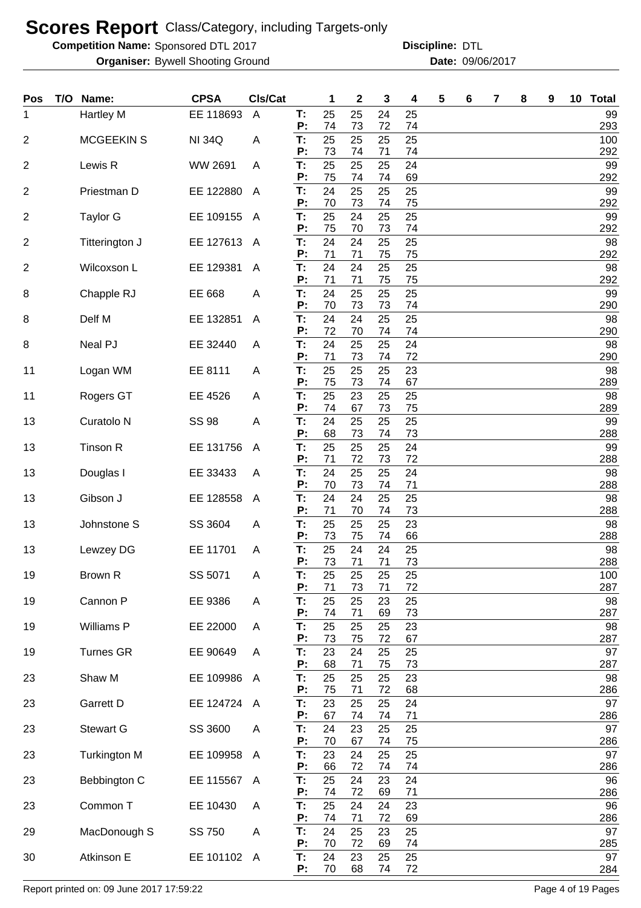# Scores Report Class/Category, including Targets-only

**Competition Name:** Sponsored DTL 2017 **Discipline:** DTL

**Organiser:** Bywell Shooting Ground **Date:** 09/06/2017

| Pos | T/O | Name: | CPSA | Cls/Cat | | 1 | 2 | 3 | 4 | 5 | 6 | 7 | 8 | 9 | 10 | Total |
|---|---|---|---|---|---|---|---|---|---|---|---|---|---|---|---|---|
| 1 | | Hartley M | EE 118693 | A | T: | 25 | 25 | 24 | 25 | | | | | | | 99 |
| | | | | | P: | 74 | 73 | 72 | 74 | | | | | | | 293 |
| 2 | | MCGEEKIN S | NI 34Q | A | T: | 25 | 25 | 25 | 25 | | | | | | | 100 |
| | | | | | P: | 73 | 74 | 71 | 74 | | | | | | | 292 |
| 2 | | Lewis R | WW 2691 | A | T: | 25 | 25 | 25 | 24 | | | | | | | 99 |
| | | | | | P: | 75 | 74 | 74 | 69 | | | | | | | 292 |
| 2 | | Priestman D | EE 122880 | A | T: | 24 | 25 | 25 | 25 | | | | | | | 99 |
| | | | | | P: | 70 | 73 | 74 | 75 | | | | | | | 292 |
| 2 | | Taylor G | EE 109155 | A | T: | 25 | 24 | 25 | 25 | | | | | | | 99 |
| | | | | | P: | 75 | 70 | 73 | 74 | | | | | | | 292 |
| 2 | | Titterington J | EE 127613 | A | T: | 24 | 24 | 25 | 25 | | | | | | | 98 |
| | | | | | P: | 71 | 71 | 75 | 75 | | | | | | | 292 |
| 2 | | Wilcoxson L | EE 129381 | A | T: | 24 | 24 | 25 | 25 | | | | | | | 98 |
| | | | | | P: | 71 | 71 | 75 | 75 | | | | | | | 292 |
| 8 | | Chapple RJ | EE 668 | A | T: | 24 | 25 | 25 | 25 | | | | | | | 99 |
| | | | | | P: | 70 | 73 | 73 | 74 | | | | | | | 290 |
| 8 | | Delf M | EE 132851 | A | T: | 24 | 24 | 25 | 25 | | | | | | | 98 |
| | | | | | P: | 72 | 70 | 74 | 74 | | | | | | | 290 |
| 8 | | Neal PJ | EE 32440 | A | T: | 24 | 25 | 25 | 24 | | | | | | | 98 |
| | | | | | P: | 71 | 73 | 74 | 72 | | | | | | | 290 |
| 11 | | Logan WM | EE 8111 | A | T: | 25 | 25 | 25 | 23 | | | | | | | 98 |
| | | | | | P: | 75 | 73 | 74 | 67 | | | | | | | 289 |
| 11 | | Rogers GT | EE 4526 | A | T: | 25 | 23 | 25 | 25 | | | | | | | 98 |
| | | | | | P: | 74 | 67 | 73 | 75 | | | | | | | 289 |
| 13 | | Curatolo N | SS 98 | A | T: | 24 | 25 | 25 | 25 | | | | | | | 99 |
| | | | | | P: | 68 | 73 | 74 | 73 | | | | | | | 288 |
| 13 | | Tinson R | EE 131756 | A | T: | 25 | 25 | 25 | 24 | | | | | | | 99 |
| | | | | | P: | 71 | 72 | 73 | 72 | | | | | | | 288 |
| 13 | | Douglas I | EE 33433 | A | T: | 24 | 25 | 25 | 24 | | | | | | | 98 |
| | | | | | P: | 70 | 73 | 74 | 71 | | | | | | | 288 |
| 13 | | Gibson J | EE 128558 | A | T: | 24 | 24 | 25 | 25 | | | | | | | 98 |
| | | | | | P: | 71 | 70 | 74 | 73 | | | | | | | 288 |
| 13 | | Johnstone S | SS 3604 | A | T: | 25 | 25 | 25 | 23 | | | | | | | 98 |
| | | | | | P: | 73 | 75 | 74 | 66 | | | | | | | 288 |
| 13 | | Lewzey DG | EE 11701 | A | T: | 25 | 24 | 24 | 25 | | | | | | | 98 |
| | | | | | P: | 73 | 71 | 71 | 73 | | | | | | | 288 |
| 19 | | Brown R | SS 5071 | A | T: | 25 | 25 | 25 | 25 | | | | | | | 100 |
| | | | | | P: | 71 | 73 | 71 | 72 | | | | | | | 287 |
| 19 | | Cannon P | EE 9386 | A | T: | 25 | 25 | 23 | 25 | | | | | | | 98 |
| | | | | | P: | 74 | 71 | 69 | 73 | | | | | | | 287 |
| 19 | | Williams P | EE 22000 | A | T: | 25 | 25 | 25 | 23 | | | | | | | 98 |
| | | | | | P: | 73 | 75 | 72 | 67 | | | | | | | 287 |
| 19 | | Turnes GR | EE 90649 | A | T: | 23 | 24 | 25 | 25 | | | | | | | 97 |
| | | | | | P: | 68 | 71 | 75 | 73 | | | | | | | 287 |
| 23 | | Shaw M | EE 109986 | A | T: | 25 | 25 | 25 | 23 | | | | | | | 98 |
| | | | | | P: | 75 | 71 | 72 | 68 | | | | | | | 286 |
| 23 | | Garrett D | EE 124724 | A | T: | 23 | 25 | 25 | 24 | | | | | | | 97 |
| | | | | | P: | 67 | 74 | 74 | 71 | | | | | | | 286 |
| 23 | | Stewart G | SS 3600 | A | T: | 24 | 23 | 25 | 25 | | | | | | | 97 |
| | | | | | P: | 70 | 67 | 74 | 75 | | | | | | | 286 |
| 23 | | Turkington M | EE 109958 | A | T: | 23 | 24 | 25 | 25 | | | | | | | 97 |
| | | | | | P: | 66 | 72 | 74 | 74 | | | | | | | 286 |
| 23 | | Bebbington C | EE 115567 | A | T: | 25 | 24 | 23 | 24 | | | | | | | 96 |
| | | | | | P: | 74 | 72 | 69 | 71 | | | | | | | 286 |
| 23 | | Common T | EE 10430 | A | T: | 25 | 24 | 24 | 23 | | | | | | | 96 |
| | | | | | P: | 74 | 71 | 72 | 69 | | | | | | | 286 |
| 29 | | MacDonough S | SS 750 | A | T: | 24 | 25 | 23 | 25 | | | | | | | 97 |
| | | | | | P: | 70 | 72 | 69 | 74 | | | | | | | 285 |
| 30 | | Atkinson E | EE 101102 | A | T: | 24 | 23 | 25 | 25 | | | | | | | 97 |
| | | | | | P: | 70 | 68 | 74 | 72 | | | | | | | 284 |

Report printed on: 09 June 2017 17:59:22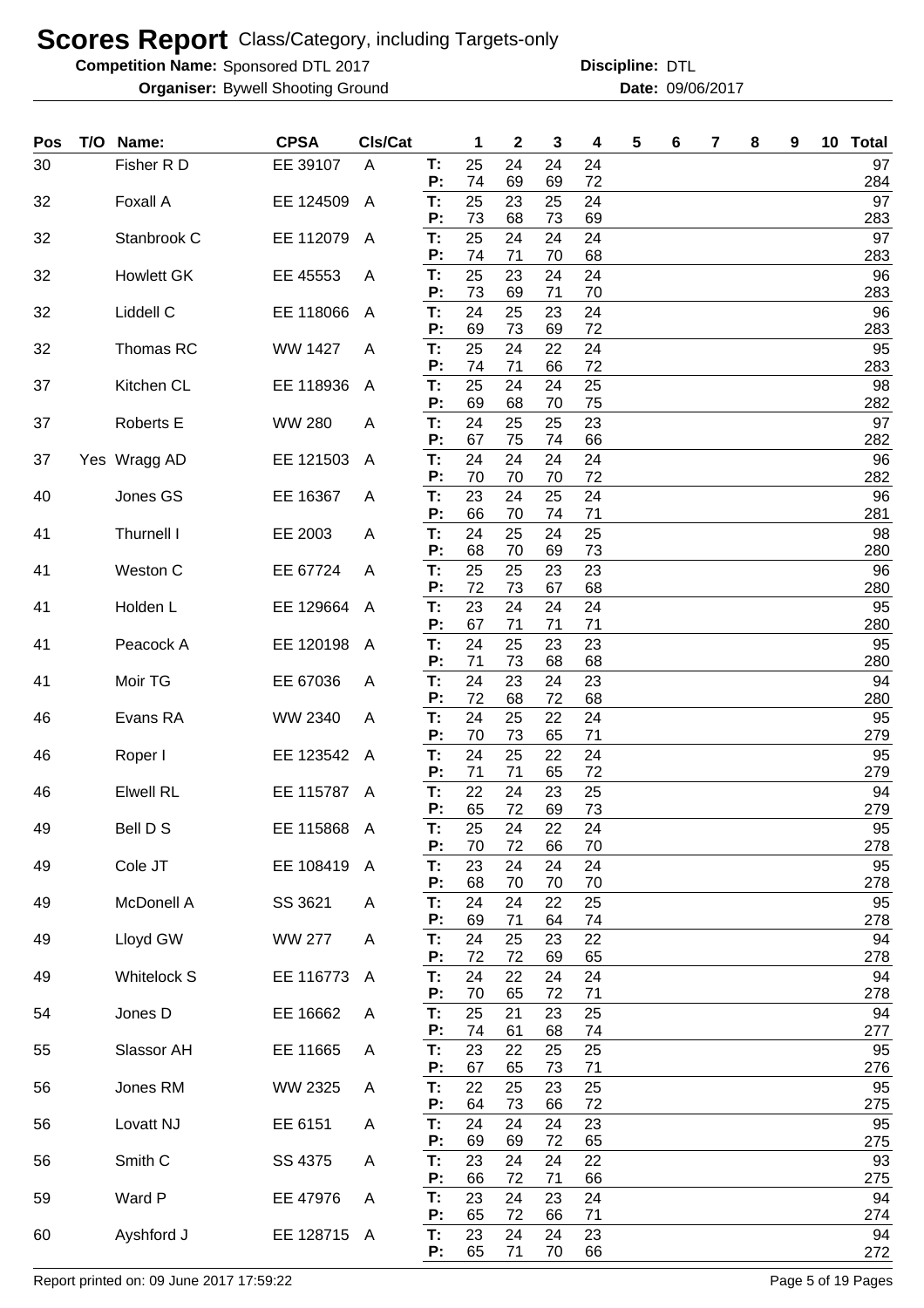# Scores Report Class/Category, including Targets-only

**Competition Name:** Sponsored DTL 2017 **Discipline:** DTL

**Organiser:** Bywell Shooting Ground **Date:** 09/06/2017

| Pos | T/O | Name: | CPSA | Cls/Cat | | 1 | 2 | 3 | 4 | 5 | 6 | 7 | 8 | 9 | 10 | Total |
|---|---|---|---|---|---|---|---|---|---|---|---|---|---|---|---|---|
| 30 | | Fisher R D | EE 39107 | A | T: | 25 | 24 | 24 | 24 | | | | | | | 97 |
| | | | | | P: | 74 | 69 | 69 | 72 | | | | | | | 284 |
| 32 | | Foxall A | EE 124509 | A | T: | 25 | 23 | 25 | 24 | | | | | | | 97 |
| | | | | | P: | 73 | 68 | 73 | 69 | | | | | | | 283 |
| 32 | | Stanbrook C | EE 112079 | A | T: | 25 | 24 | 24 | 24 | | | | | | | 97 |
| | | | | | P: | 74 | 71 | 70 | 68 | | | | | | | 283 |
| 32 | | Howlett GK | EE 45553 | A | T: | 25 | 23 | 24 | 24 | | | | | | | 96 |
| | | | | | P: | 73 | 69 | 71 | 70 | | | | | | | 283 |
| 32 | | Liddell C | EE 118066 | A | T: | 24 | 25 | 23 | 24 | | | | | | | 96 |
| | | | | | P: | 69 | 73 | 69 | 72 | | | | | | | 283 |
| 32 | | Thomas RC | WW 1427 | A | T: | 25 | 24 | 22 | 24 | | | | | | | 95 |
| | | | | | P: | 74 | 71 | 66 | 72 | | | | | | | 283 |
| 37 | | Kitchen CL | EE 118936 | A | T: | 25 | 24 | 24 | 25 | | | | | | | 98 |
| | | | | | P: | 69 | 68 | 70 | 75 | | | | | | | 282 |
| 37 | | Roberts E | WW 280 | A | T: | 24 | 25 | 25 | 23 | | | | | | | 97 |
| | | | | | P: | 67 | 75 | 74 | 66 | | | | | | | 282 |
| 37 | Yes | Wragg AD | EE 121503 | A | T: | 24 | 24 | 24 | 24 | | | | | | | 96 |
| | | | | | P: | 70 | 70 | 70 | 72 | | | | | | | 282 |
| 40 | | Jones GS | EE 16367 | A | T: | 23 | 24 | 25 | 24 | | | | | | | 96 |
| | | | | | P: | 66 | 70 | 74 | 71 | | | | | | | 281 |
| 41 | | Thurnell I | EE 2003 | A | T: | 24 | 25 | 24 | 25 | | | | | | | 98 |
| | | | | | P: | 68 | 70 | 69 | 73 | | | | | | | 280 |
| 41 | | Weston C | EE 67724 | A | T: | 25 | 25 | 23 | 23 | | | | | | | 96 |
| | | | | | P: | 72 | 73 | 67 | 68 | | | | | | | 280 |
| 41 | | Holden L | EE 129664 | A | T: | 23 | 24 | 24 | 24 | | | | | | | 95 |
| | | | | | P: | 67 | 71 | 71 | 71 | | | | | | | 280 |
| 41 | | Peacock A | EE 120198 | A | T: | 24 | 25 | 23 | 23 | | | | | | | 95 |
| | | | | | P: | 71 | 73 | 68 | 68 | | | | | | | 280 |
| 41 | | Moir TG | EE 67036 | A | T: | 24 | 23 | 24 | 23 | | | | | | | 94 |
| | | | | | P: | 72 | 68 | 72 | 68 | | | | | | | 280 |
| 46 | | Evans RA | WW 2340 | A | T: | 24 | 25 | 22 | 24 | | | | | | | 95 |
| | | | | | P: | 70 | 73 | 65 | 71 | | | | | | | 279 |
| 46 | | Roper I | EE 123542 | A | T: | 24 | 25 | 22 | 24 | | | | | | | 95 |
| | | | | | P: | 71 | 71 | 65 | 72 | | | | | | | 279 |
| 46 | | Elwell RL | EE 115787 | A | T: | 22 | 24 | 23 | 25 | | | | | | | 94 |
| | | | | | P: | 65 | 72 | 69 | 73 | | | | | | | 279 |
| 49 | | Bell D S | EE 115868 | A | T: | 25 | 24 | 22 | 24 | | | | | | | 95 |
| | | | | | P: | 70 | 72 | 66 | 70 | | | | | | | 278 |
| 49 | | Cole JT | EE 108419 | A | T: | 23 | 24 | 24 | 24 | | | | | | | 95 |
| | | | | | P: | 68 | 70 | 70 | 70 | | | | | | | 278 |
| 49 | | McDonell A | SS 3621 | A | T: | 24 | 24 | 22 | 25 | | | | | | | 95 |
| | | | | | P: | 69 | 71 | 64 | 74 | | | | | | | 278 |
| 49 | | Lloyd GW | WW 277 | A | T: | 24 | 25 | 23 | 22 | | | | | | | 94 |
| | | | | | P: | 72 | 72 | 69 | 65 | | | | | | | 278 |
| 49 | | Whitelock S | EE 116773 | A | T: | 24 | 22 | 24 | 24 | | | | | | | 94 |
| | | | | | P: | 70 | 65 | 72 | 71 | | | | | | | 278 |
| 54 | | Jones D | EE 16662 | A | T: | 25 | 21 | 23 | 25 | | | | | | | 94 |
| | | | | | P: | 74 | 61 | 68 | 74 | | | | | | | 277 |
| 55 | | Slassor AH | EE 11665 | A | T: | 23 | 22 | 25 | 25 | | | | | | | 95 |
| | | | | | P: | 67 | 65 | 73 | 71 | | | | | | | 276 |
| 56 | | Jones RM | WW 2325 | A | T: | 22 | 25 | 23 | 25 | | | | | | | 95 |
| | | | | | P: | 64 | 73 | 66 | 72 | | | | | | | 275 |
| 56 | | Lovatt NJ | EE 6151 | A | T: | 24 | 24 | 24 | 23 | | | | | | | 95 |
| | | | | | P: | 69 | 69 | 72 | 65 | | | | | | | 275 |
| 56 | | Smith C | SS 4375 | A | T: | 23 | 24 | 24 | 22 | | | | | | | 93 |
| | | | | | P: | 66 | 72 | 71 | 66 | | | | | | | 275 |
| 59 | | Ward P | EE 47976 | A | T: | 23 | 24 | 23 | 24 | | | | | | | 94 |
| | | | | | P: | 65 | 72 | 66 | 71 | | | | | | | 274 |
| 60 | | Ayshford J | EE 128715 | A | T: | 23 | 24 | 24 | 23 | | | | | | | 94 |
| | | | | | P: | 65 | 71 | 70 | 66 | | | | | | | 272 |

Report printed on: 09 June 2017 17:59:22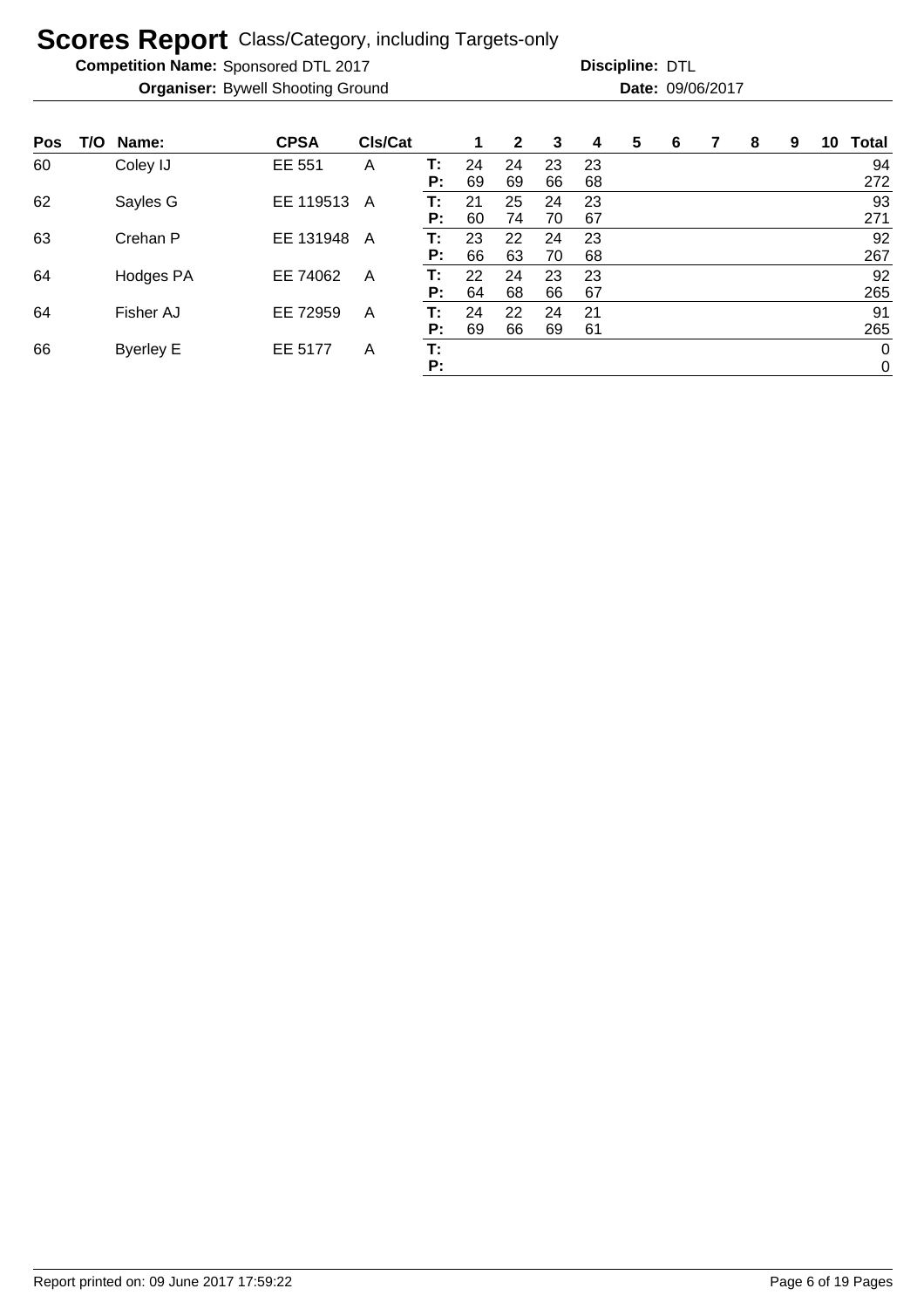# Scores Report Class/Category, including Targets-only

**Competition Name:** Sponsored DTL 2017 **Discipline:** DTL

**Organiser:** Bywell Shooting Ground **Date:** 09/06/2017

| Pos | T/O | Name: | CPSA | Cls/Cat | | 1 | 2 | 3 | 4 | 5 | 6 | 7 | 8 | 9 | 10 | Total |
|---|---|---|---|---|---|---|---|---|---|---|---|---|---|---|---|---|
| 60 | | Coley IJ | EE 551 | A | T: | 24 | 24 | 23 | 23 | | | | | | | 94 |
| | | | | | P: | 69 | 69 | 66 | 68 | | | | | | | 272 |
| 62 | | Sayles G | EE 119513 | A | T: | 21 | 25 | 24 | 23 | | | | | | | 93 |
| | | | | | P: | 60 | 74 | 70 | 67 | | | | | | | 271 |
| 63 | | Crehan P | EE 131948 | A | T: | 23 | 22 | 24 | 23 | | | | | | | 92 |
| | | | | | P: | 66 | 63 | 70 | 68 | | | | | | | 267 |
| 64 | | Hodges PA | EE 74062 | A | T: | 22 | 24 | 23 | 23 | | | | | | | 92 |
| | | | | | P: | 64 | 68 | 66 | 67 | | | | | | | 265 |
| 64 | | Fisher AJ | EE 72959 | A | T: | 24 | 22 | 24 | 21 | | | | | | | 91 |
| | | | | | P: | 69 | 66 | 69 | 61 | | | | | | | 265 |
| 66 | | Byerley E | EE 5177 | A | T: | | | | | | | | | | | 0 |
| | | | | | P: | | | | | | | | | | | 0 |

Report printed on: 09 June 2017 17:59:22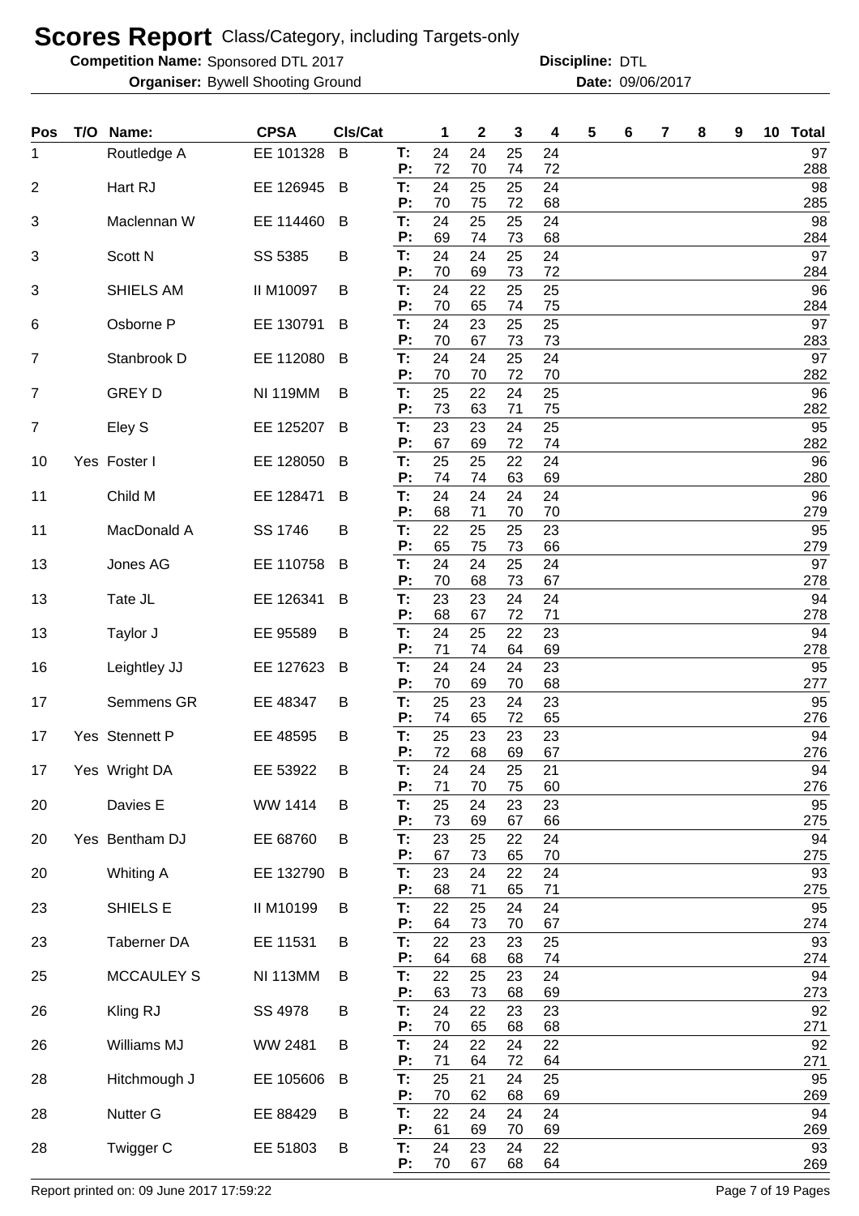# Scores Report Class/Category, including Targets-only

**Competition Name:** Sponsored DTL 2017 **Discipline:** DTL

**Organiser:** Bywell Shooting Ground **Date:** 09/06/2017

| Pos | T/O | Name: | CPSA | Cls/Cat | | 1 | 2 | 3 | 4 | 5 | 6 | 7 | 8 | 9 | 10 | Total |
|---|---|---|---|---|---|---|---|---|---|---|---|---|---|---|---|---|
| 1 | | Routledge A | EE 101328 | B | T: | 24 | 24 | 25 | 24 | | | | | | | 97 |
| | | | | | P: | 72 | 70 | 74 | 72 | | | | | | | 288 |
| 2 | | Hart RJ | EE 126945 | B | T: | 24 | 25 | 25 | 24 | | | | | | | 98 |
| | | | | | P: | 70 | 75 | 72 | 68 | | | | | | | 285 |
| 3 | | Maclennan W | EE 114460 | B | T: | 24 | 25 | 25 | 24 | | | | | | | 98 |
| | | | | | P: | 69 | 74 | 73 | 68 | | | | | | | 284 |
| 3 | | Scott N | SS 5385 | B | T: | 24 | 24 | 25 | 24 | | | | | | | 97 |
| | | | | | P: | 70 | 69 | 73 | 72 | | | | | | | 284 |
| 3 | | SHIELS AM | II M10097 | B | T: | 24 | 22 | 25 | 25 | | | | | | | 96 |
| | | | | | P: | 70 | 65 | 74 | 75 | | | | | | | 284 |
| 6 | | Osborne P | EE 130791 | B | T: | 24 | 23 | 25 | 25 | | | | | | | 97 |
| | | | | | P: | 70 | 67 | 73 | 73 | | | | | | | 283 |
| 7 | | Stanbrook D | EE 112080 | B | T: | 24 | 24 | 25 | 24 | | | | | | | 97 |
| | | | | | P: | 70 | 70 | 72 | 70 | | | | | | | 282 |
| 7 | | GREY D | NI 119MM | B | T: | 25 | 22 | 24 | 25 | | | | | | | 96 |
| | | | | | P: | 73 | 63 | 71 | 75 | | | | | | | 282 |
| 7 | | Eley S | EE 125207 | B | T: | 23 | 23 | 24 | 25 | | | | | | | 95 |
| | | | | | P: | 67 | 69 | 72 | 74 | | | | | | | 282 |
| 10 | Yes | Foster I | EE 128050 | B | T: | 25 | 25 | 22 | 24 | | | | | | | 96 |
| | | | | | P: | 74 | 74 | 63 | 69 | | | | | | | 280 |
| 11 | | Child M | EE 128471 | B | T: | 24 | 24 | 24 | 24 | | | | | | | 96 |
| | | | | | P: | 68 | 71 | 70 | 70 | | | | | | | 279 |
| 11 | | MacDonald A | SS 1746 | B | T: | 22 | 25 | 25 | 23 | | | | | | | 95 |
| | | | | | P: | 65 | 75 | 73 | 66 | | | | | | | 279 |
| 13 | | Jones AG | EE 110758 | B | T: | 24 | 24 | 25 | 24 | | | | | | | 97 |
| | | | | | P: | 70 | 68 | 73 | 67 | | | | | | | 278 |
| 13 | | Tate JL | EE 126341 | B | T: | 23 | 23 | 24 | 24 | | | | | | | 94 |
| | | | | | P: | 68 | 67 | 72 | 71 | | | | | | | 278 |
| 13 | | Taylor J | EE 95589 | B | T: | 24 | 25 | 22 | 23 | | | | | | | 94 |
| | | | | | P: | 71 | 74 | 64 | 69 | | | | | | | 278 |
| 16 | | Leightley JJ | EE 127623 | B | T: | 24 | 24 | 24 | 23 | | | | | | | 95 |
| | | | | | P: | 70 | 69 | 70 | 68 | | | | | | | 277 |
| 17 | | Semmens GR | EE 48347 | B | T: | 25 | 23 | 24 | 23 | | | | | | | 95 |
| | | | | | P: | 74 | 65 | 72 | 65 | | | | | | | 276 |
| 17 | Yes | Stennett P | EE 48595 | B | T: | 25 | 23 | 23 | 23 | | | | | | | 94 |
| | | | | | P: | 72 | 68 | 69 | 67 | | | | | | | 276 |
| 17 | Yes | Wright DA | EE 53922 | B | T: | 24 | 24 | 25 | 21 | | | | | | | 94 |
| | | | | | P: | 71 | 70 | 75 | 60 | | | | | | | 276 |
| 20 | | Davies E | WW 1414 | B | T: | 25 | 24 | 23 | 23 | | | | | | | 95 |
| | | | | | P: | 73 | 69 | 67 | 66 | | | | | | | 275 |
| 20 | Yes | Bentham DJ | EE 68760 | B | T: | 23 | 25 | 22 | 24 | | | | | | | 94 |
| | | | | | P: | 67 | 73 | 65 | 70 | | | | | | | 275 |
| 20 | | Whiting A | EE 132790 | B | T: | 23 | 24 | 22 | 24 | | | | | | | 93 |
| | | | | | P: | 68 | 71 | 65 | 71 | | | | | | | 275 |
| 23 | | SHIELS E | II M10199 | B | T: | 22 | 25 | 24 | 24 | | | | | | | 95 |
| | | | | | P: | 64 | 73 | 70 | 67 | | | | | | | 274 |
| 23 | | Taberner DA | EE 11531 | B | T: | 22 | 23 | 23 | 25 | | | | | | | 93 |
| | | | | | P: | 64 | 68 | 68 | 74 | | | | | | | 274 |
| 25 | | MCCAULEY S | NI 113MM | B | T: | 22 | 25 | 23 | 24 | | | | | | | 94 |
| | | | | | P: | 63 | 73 | 68 | 69 | | | | | | | 273 |
| 26 | | Kling RJ | SS 4978 | B | T: | 24 | 22 | 23 | 23 | | | | | | | 92 |
| | | | | | P: | 70 | 65 | 68 | 68 | | | | | | | 271 |
| 26 | | Williams MJ | WW 2481 | B | T: | 24 | 22 | 24 | 22 | | | | | | | 92 |
| | | | | | P: | 71 | 64 | 72 | 64 | | | | | | | 271 |
| 28 | | Hitchmough J | EE 105606 | B | T: | 25 | 21 | 24 | 25 | | | | | | | 95 |
| | | | | | P: | 70 | 62 | 68 | 69 | | | | | | | 269 |
| 28 | | Nutter G | EE 88429 | B | T: | 22 | 24 | 24 | 24 | | | | | | | 94 |
| | | | | | P: | 61 | 69 | 70 | 69 | | | | | | | 269 |
| 28 | | Twigger C | EE 51803 | B | T: | 24 | 23 | 24 | 22 | | | | | | | 93 |
| | | | | | P: | 70 | 67 | 68 | 64 | | | | | | | 269 |

Report printed on: 09 June 2017 17:59:22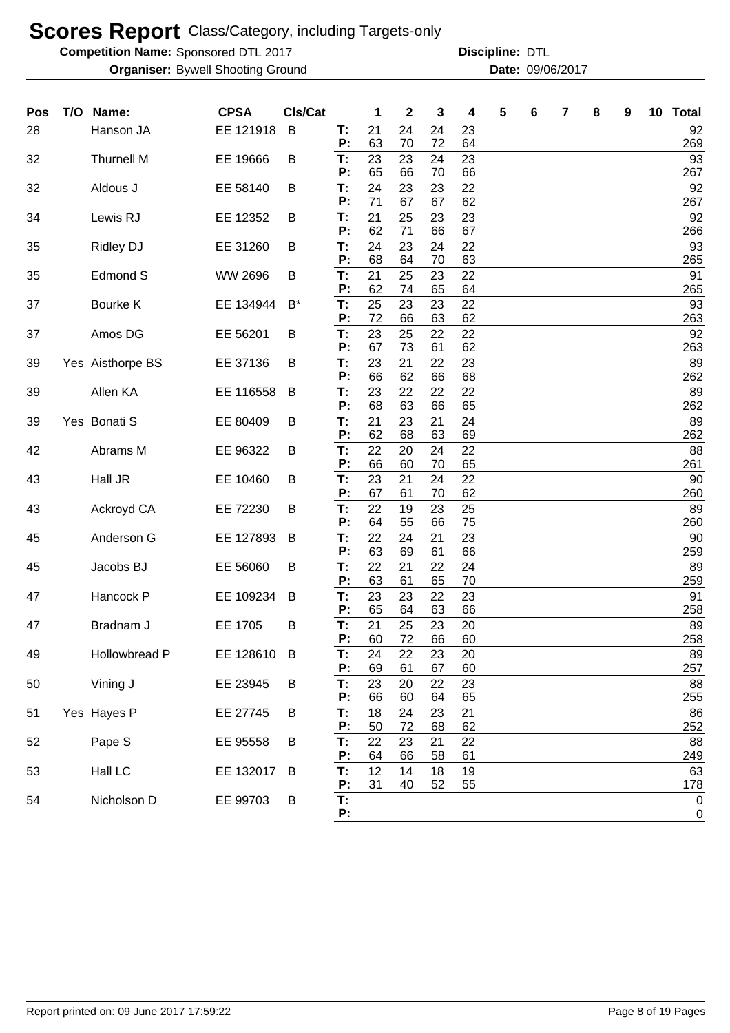# Scores Report Class/Category, including Targets-only

**Competition Name:** Sponsored DTL 2017 **Discipline:** DTL

**Organiser:** Bywell Shooting Ground **Date:** 09/06/2017

| Pos | T/O | Name: | CPSA | Cls/Cat | | 1 | 2 | 3 | 4 | 5 | 6 | 7 | 8 | 9 | 10 | Total |
|---|---|---|---|---|---|---|---|---|---|---|---|---|---|---|---|---|
| 28 | | Hanson JA | EE 121918 | B | T: | 21 | 24 | 24 | 23 | | | | | | | 92 |
| | | | | | P: | 63 | 70 | 72 | 64 | | | | | | | 269 |
| 32 | | Thurnell M | EE 19666 | B | T: | 23 | 23 | 24 | 23 | | | | | | | 93 |
| | | | | | P: | 65 | 66 | 70 | 66 | | | | | | | 267 |
| 32 | | Aldous J | EE 58140 | B | T: | 24 | 23 | 23 | 22 | | | | | | | 92 |
| | | | | | P: | 71 | 67 | 67 | 62 | | | | | | | 267 |
| 34 | | Lewis RJ | EE 12352 | B | T: | 21 | 25 | 23 | 23 | | | | | | | 92 |
| | | | | | P: | 62 | 71 | 66 | 67 | | | | | | | 266 |
| 35 | | Ridley DJ | EE 31260 | B | T: | 24 | 23 | 24 | 22 | | | | | | | 93 |
| | | | | | P: | 68 | 64 | 70 | 63 | | | | | | | 265 |
| 35 | | Edmond S | WW 2696 | B | T: | 21 | 25 | 23 | 22 | | | | | | | 91 |
| | | | | | P: | 62 | 74 | 65 | 64 | | | | | | | 265 |
| 37 | | Bourke K | EE 134944 | B* | T: | 25 | 23 | 23 | 22 | | | | | | | 93 |
| | | | | | P: | 72 | 66 | 63 | 62 | | | | | | | 263 |
| 37 | | Amos DG | EE 56201 | B | T: | 23 | 25 | 22 | 22 | | | | | | | 92 |
| | | | | | P: | 67 | 73 | 61 | 62 | | | | | | | 263 |
| 39 | Yes | Aisthorpe BS | EE 37136 | B | T: | 23 | 21 | 22 | 23 | | | | | | | 89 |
| | | | | | P: | 66 | 62 | 66 | 68 | | | | | | | 262 |
| 39 | | Allen KA | EE 116558 | B | T: | 23 | 22 | 22 | 22 | | | | | | | 89 |
| | | | | | P: | 68 | 63 | 66 | 65 | | | | | | | 262 |
| 39 | Yes | Bonati S | EE 80409 | B | T: | 21 | 23 | 21 | 24 | | | | | | | 89 |
| | | | | | P: | 62 | 68 | 63 | 69 | | | | | | | 262 |
| 42 | | Abrams M | EE 96322 | B | T: | 22 | 20 | 24 | 22 | | | | | | | 88 |
| | | | | | P: | 66 | 60 | 70 | 65 | | | | | | | 261 |
| 43 | | Hall JR | EE 10460 | B | T: | 23 | 21 | 24 | 22 | | | | | | | 90 |
| | | | | | P: | 67 | 61 | 70 | 62 | | | | | | | 260 |
| 43 | | Ackroyd CA | EE 72230 | B | T: | 22 | 19 | 23 | 25 | | | | | | | 89 |
| | | | | | P: | 64 | 55 | 66 | 75 | | | | | | | 260 |
| 45 | | Anderson G | EE 127893 | B | T: | 22 | 24 | 21 | 23 | | | | | | | 90 |
| | | | | | P: | 63 | 69 | 61 | 66 | | | | | | | 259 |
| 45 | | Jacobs BJ | EE 56060 | B | T: | 22 | 21 | 22 | 24 | | | | | | | 89 |
| | | | | | P: | 63 | 61 | 65 | 70 | | | | | | | 259 |
| 47 | | Hancock P | EE 109234 | B | T: | 23 | 23 | 22 | 23 | | | | | | | 91 |
| | | | | | P: | 65 | 64 | 63 | 66 | | | | | | | 258 |
| 47 | | Bradnam J | EE 1705 | B | T: | 21 | 25 | 23 | 20 | | | | | | | 89 |
| | | | | | P: | 60 | 72 | 66 | 60 | | | | | | | 258 |
| 49 | | Hollowbread P | EE 128610 | B | T: | 24 | 22 | 23 | 20 | | | | | | | 89 |
| | | | | | P: | 69 | 61 | 67 | 60 | | | | | | | 257 |
| 50 | | Vining J | EE 23945 | B | T: | 23 | 20 | 22 | 23 | | | | | | | 88 |
| | | | | | P: | 66 | 60 | 64 | 65 | | | | | | | 255 |
| 51 | Yes | Hayes P | EE 27745 | B | T: | 18 | 24 | 23 | 21 | | | | | | | 86 |
| | | | | | P: | 50 | 72 | 68 | 62 | | | | | | | 252 |
| 52 | | Pape S | EE 95558 | B | T: | 22 | 23 | 21 | 22 | | | | | | | 88 |
| | | | | | P: | 64 | 66 | 58 | 61 | | | | | | | 249 |
| 53 | | Hall LC | EE 132017 | B | T: | 12 | 14 | 18 | 19 | | | | | | | 63 |
| | | | | | P: | 31 | 40 | 52 | 55 | | | | | | | 178 |
| 54 | | Nicholson D | EE 99703 | B | T: | | | | | | | | | | | 0 |
| | | | | | P: | | | | | | | | | | | 0 |

Report printed on: 09 June 2017 17:59:22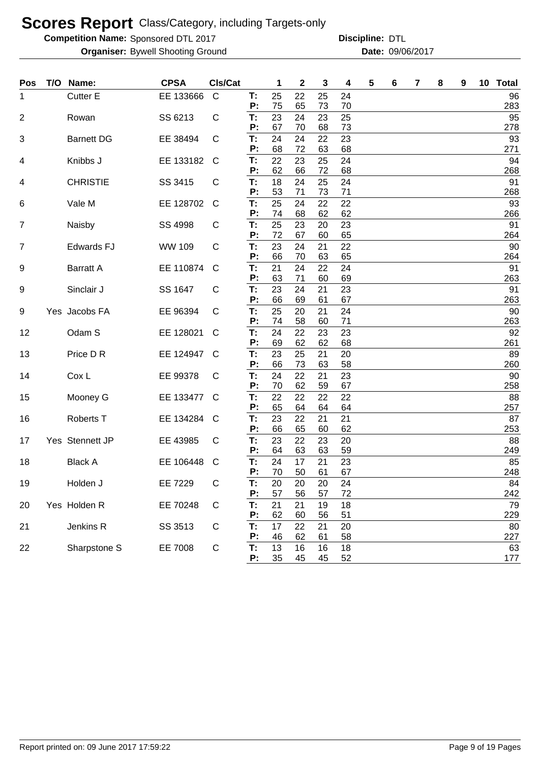# Scores Report Class/Category, including Targets-only

**Competition Name:** Sponsored DTL 2017 **Discipline:** DTL

**Organiser:** Bywell Shooting Ground **Date:** 09/06/2017

| Pos | T/O | Name: | CPSA | Cls/Cat | | 1 | 2 | 3 | 4 | 5 | 6 | 7 | 8 | 9 | 10 | Total |
|---|---|---|---|---|---|---|---|---|---|---|---|---|---|---|---|---|
| 1 | | Cutter E | EE 133666 | C | T: | 25 | 22 | 25 | 24 | | | | | | | 96 |
| | | | | | P: | 75 | 65 | 73 | 70 | | | | | | | 283 |
| 2 | | Rowan | SS 6213 | C | T: | 23 | 24 | 23 | 25 | | | | | | | 95 |
| | | | | | P: | 67 | 70 | 68 | 73 | | | | | | | 278 |
| 3 | | Barnett DG | EE 38494 | C | T: | 24 | 24 | 22 | 23 | | | | | | | 93 |
| | | | | | P: | 68 | 72 | 63 | 68 | | | | | | | 271 |
| 4 | | Knibbs J | EE 133182 | C | T: | 22 | 23 | 25 | 24 | | | | | | | 94 |
| | | | | | P: | 62 | 66 | 72 | 68 | | | | | | | 268 |
| 4 | | CHRISTIE | SS 3415 | C | T: | 18 | 24 | 25 | 24 | | | | | | | 91 |
| | | | | | P: | 53 | 71 | 73 | 71 | | | | | | | 268 |
| 6 | | Vale M | EE 128702 | C | T: | 25 | 24 | 22 | 22 | | | | | | | 93 |
| | | | | | P: | 74 | 68 | 62 | 62 | | | | | | | 266 |
| 7 | | Naisby | SS 4998 | C | T: | 25 | 23 | 20 | 23 | | | | | | | 91 |
| | | | | | P: | 72 | 67 | 60 | 65 | | | | | | | 264 |
| 7 | | Edwards FJ | WW 109 | C | T: | 23 | 24 | 21 | 22 | | | | | | | 90 |
| | | | | | P: | 66 | 70 | 63 | 65 | | | | | | | 264 |
| 9 | | Barratt A | EE 110874 | C | T: | 21 | 24 | 22 | 24 | | | | | | | 91 |
| | | | | | P: | 63 | 71 | 60 | 69 | | | | | | | 263 |
| 9 | | Sinclair J | SS 1647 | C | T: | 23 | 24 | 21 | 23 | | | | | | | 91 |
| | | | | | P: | 66 | 69 | 61 | 67 | | | | | | | 263 |
| 9 | Yes | Jacobs FA | EE 96394 | C | T: | 25 | 20 | 21 | 24 | | | | | | | 90 |
| | | | | | P: | 74 | 58 | 60 | 71 | | | | | | | 263 |
| 12 | | Odam S | EE 128021 | C | T: | 24 | 22 | 23 | 23 | | | | | | | 92 |
| | | | | | P: | 69 | 62 | 62 | 68 | | | | | | | 261 |
| 13 | | Price D R | EE 124947 | C | T: | 23 | 25 | 21 | 20 | | | | | | | 89 |
| | | | | | P: | 66 | 73 | 63 | 58 | | | | | | | 260 |
| 14 | | Cox L | EE 99378 | C | T: | 24 | 22 | 21 | 23 | | | | | | | 90 |
| | | | | | P: | 70 | 62 | 59 | 67 | | | | | | | 258 |
| 15 | | Mooney G | EE 133477 | C | T: | 22 | 22 | 22 | 22 | | | | | | | 88 |
| | | | | | P: | 65 | 64 | 64 | 64 | | | | | | | 257 |
| 16 | | Roberts T | EE 134284 | C | T: | 23 | 22 | 21 | 21 | | | | | | | 87 |
| | | | | | P: | 66 | 65 | 60 | 62 | | | | | | | 253 |
| 17 | Yes | Stennett JP | EE 43985 | C | T: | 23 | 22 | 23 | 20 | | | | | | | 88 |
| | | | | | P: | 64 | 63 | 63 | 59 | | | | | | | 249 |
| 18 | | Black A | EE 106448 | C | T: | 24 | 17 | 21 | 23 | | | | | | | 85 |
| | | | | | P: | 70 | 50 | 61 | 67 | | | | | | | 248 |
| 19 | | Holden J | EE 7229 | C | T: | 20 | 20 | 20 | 24 | | | | | | | 84 |
| | | | | | P: | 57 | 56 | 57 | 72 | | | | | | | 242 |
| 20 | Yes | Holden R | EE 70248 | C | T: | 21 | 21 | 19 | 18 | | | | | | | 79 |
| | | | | | P: | 62 | 60 | 56 | 51 | | | | | | | 229 |
| 21 | | Jenkins R | SS 3513 | C | T: | 17 | 22 | 21 | 20 | | | | | | | 80 |
| | | | | | P: | 46 | 62 | 61 | 58 | | | | | | | 227 |
| 22 | | Sharpstone S | EE 7008 | C | T: | 13 | 16 | 16 | 18 | | | | | | | 63 |
| | | | | | P: | 35 | 45 | 45 | 52 | | | | | | | 177 |

Report printed on: 09 June 2017 17:59:22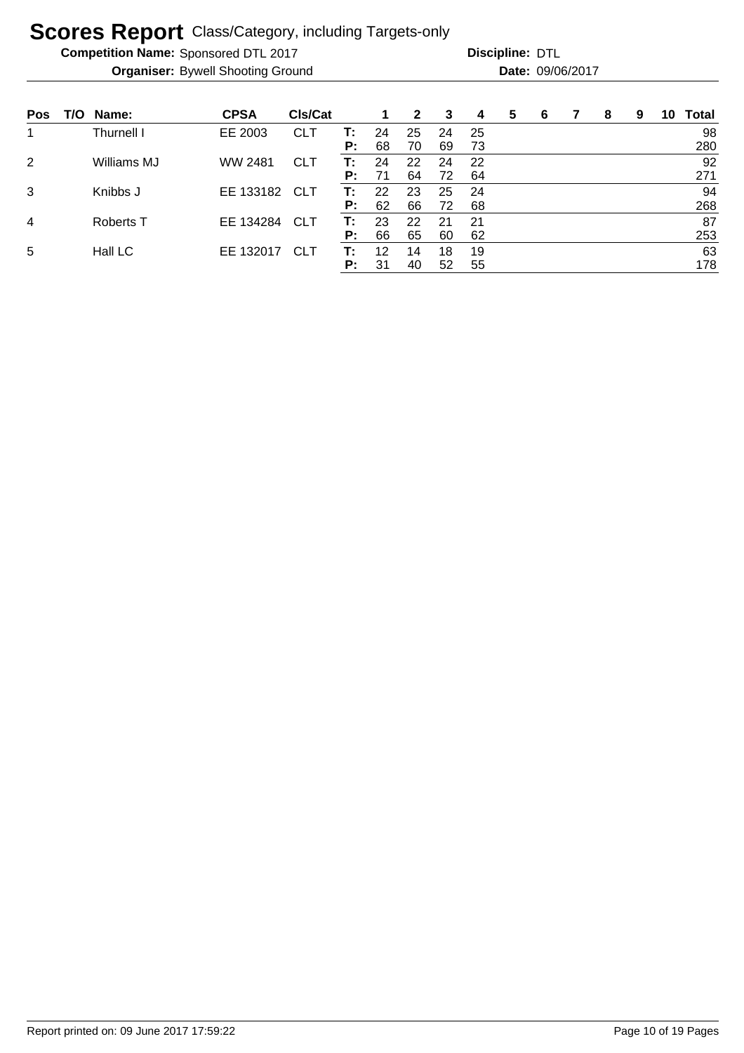# Scores Report Class/Category, including Targets-only

**Competition Name:** Sponsored DTL 2017 **Discipline:** DTL

**Organiser:** Bywell Shooting Ground **Date:** 09/06/2017

| Pos | T/O | Name: | CPSA | Cls/Cat | | 1 | 2 | 3 | 4 | 5 | 6 | 7 | 8 | 9 | 10 | Total |
|---|---|---|---|---|---|---|---|---|---|---|---|---|---|---|---|---|
| 1 | | Thurnell I | EE 2003 | CLT | T: | 24 | 25 | 24 | 25 | | | | | | | 98 |
| | | | | | P: | 68 | 70 | 69 | 73 | | | | | | | 280 |
| 2 | | Williams MJ | WW 2481 | CLT | T: | 24 | 22 | 24 | 22 | | | | | | | 92 |
| | | | | | P: | 71 | 64 | 72 | 64 | | | | | | | 271 |
| 3 | | Knibbs J | EE 133182 | CLT | T: | 22 | 23 | 25 | 24 | | | | | | | 94 |
| | | | | | P: | 62 | 66 | 72 | 68 | | | | | | | 268 |
| 4 | | Roberts T | EE 134284 | CLT | T: | 23 | 22 | 21 | 21 | | | | | | | 87 |
| | | | | | P: | 66 | 65 | 60 | 62 | | | | | | | 253 |
| 5 | | Hall LC | EE 132017 | CLT | T: | 12 | 14 | 18 | 19 | | | | | | | 63 |
| | | | | | P: | 31 | 40 | 52 | 55 | | | | | | | 178 |

Report printed on: 09 June 2017 17:59:22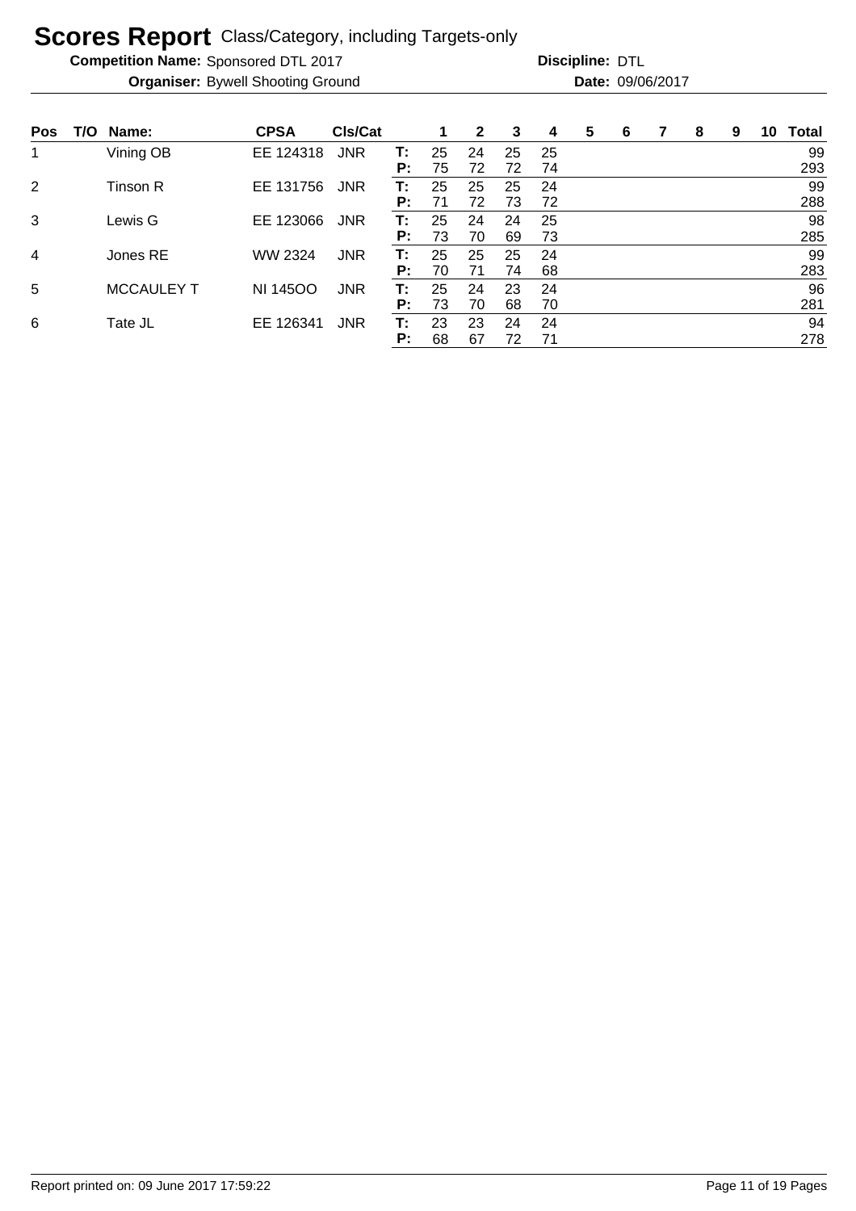# Scores Report Class/Category, including Targets-only

**Competition Name:** Sponsored DTL 2017 **Discipline:** DTL

**Organiser:** Bywell Shooting Ground **Date:** 09/06/2017

| Pos | T/O | Name: | CPSA | Cls/Cat | | 1 | 2 | 3 | 4 | 5 | 6 | 7 | 8 | 9 | 10 | Total |
|---|---|---|---|---|---|---|---|---|---|---|---|---|---|---|---|---|
| 1 | | Vining OB | EE 124318 | JNR | T: | 25 | 24 | 25 | 25 | | | | | | | 99 |
| | | | | | P: | 75 | 72 | 72 | 74 | | | | | | | 293 |
| 2 | | Tinson R | EE 131756 | JNR | T: | 25 | 25 | 25 | 24 | | | | | | | 99 |
| | | | | | P: | 71 | 72 | 73 | 72 | | | | | | | 288 |
| 3 | | Lewis G | EE 123066 | JNR | T: | 25 | 24 | 24 | 25 | | | | | | | 98 |
| | | | | | P: | 73 | 70 | 69 | 73 | | | | | | | 285 |
| 4 | | Jones RE | WW 2324 | JNR | T: | 25 | 25 | 25 | 24 | | | | | | | 99 |
| | | | | | P: | 70 | 71 | 74 | 68 | | | | | | | 283 |
| 5 | | MCCAULEY T | NI 145OO | JNR | T: | 25 | 24 | 23 | 24 | | | | | | | 96 |
| | | | | | P: | 73 | 70 | 68 | 70 | | | | | | | 281 |
| 6 | | Tate JL | EE 126341 | JNR | T: | 23 | 23 | 24 | 24 | | | | | | | 94 |
| | | | | | P: | 68 | 67 | 72 | 71 | | | | | | | 278 |

Report printed on: 09 June 2017 17:59:22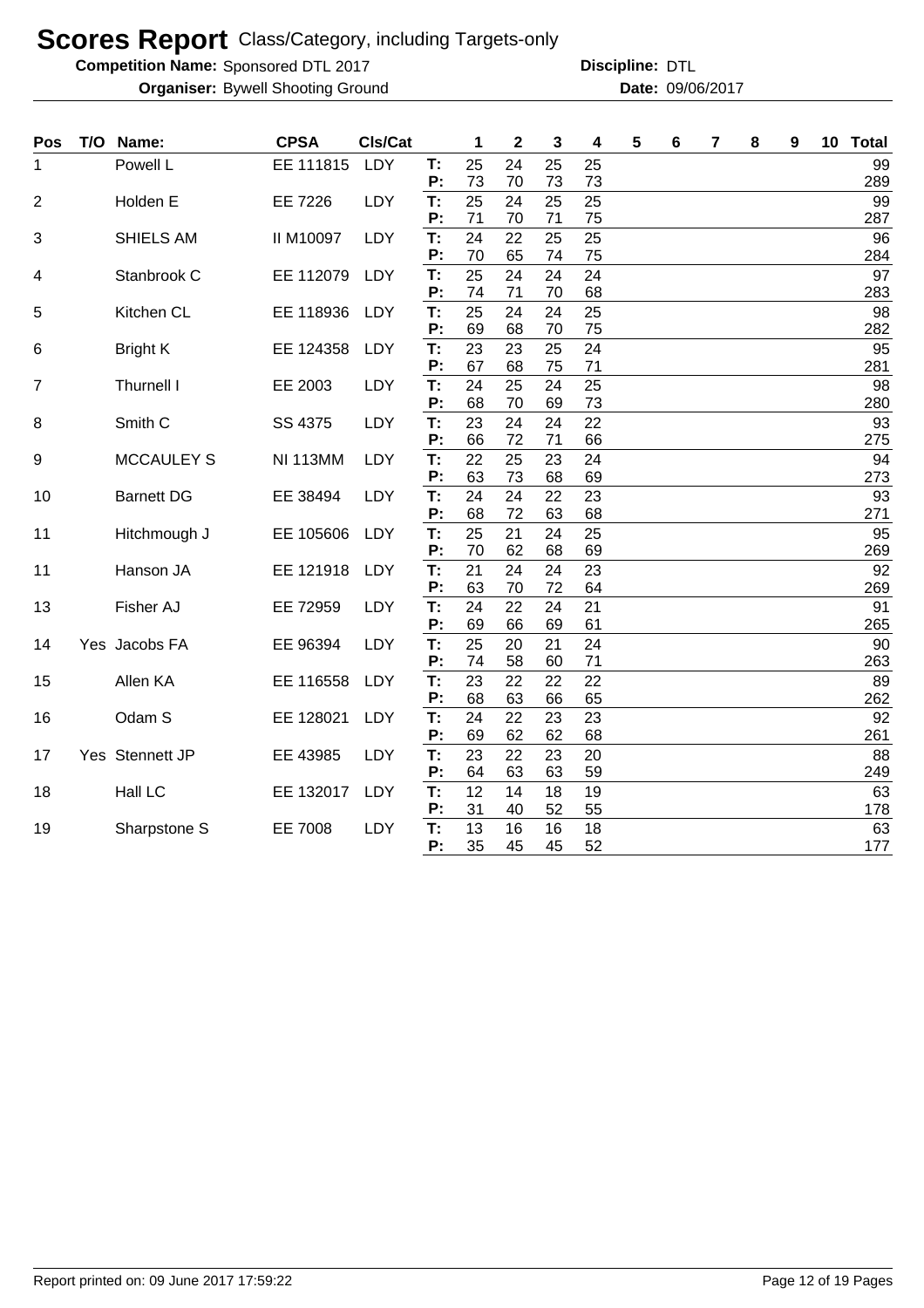# Scores Report Class/Category, including Targets-only

**Competition Name:** Sponsored DTL 2017 **Discipline:** DTL

**Organiser:** Bywell Shooting Ground **Date:** 09/06/2017

| Pos | T/O | Name: | CPSA | Cls/Cat | | 1 | 2 | 3 | 4 | 5 | 6 | 7 | 8 | 9 | 10 | Total |
|---|---|---|---|---|---|---|---|---|---|---|---|---|---|---|---|---|
| 1 | | Powell L | EE 111815 | LDY | T: | 25 | 24 | 25 | 25 | | | | | | | 99 |
| | | | | | P: | 73 | 70 | 73 | 73 | | | | | | | 289 |
| 2 | | Holden E | EE 7226 | LDY | T: | 25 | 24 | 25 | 25 | | | | | | | 99 |
| | | | | | P: | 71 | 70 | 71 | 75 | | | | | | | 287 |
| 3 | | SHIELS AM | II M10097 | LDY | T: | 24 | 22 | 25 | 25 | | | | | | | 96 |
| | | | | | P: | 70 | 65 | 74 | 75 | | | | | | | 284 |
| 4 | | Stanbrook C | EE 112079 | LDY | T: | 25 | 24 | 24 | 24 | | | | | | | 97 |
| | | | | | P: | 74 | 71 | 70 | 68 | | | | | | | 283 |
| 5 | | Kitchen CL | EE 118936 | LDY | T: | 25 | 24 | 24 | 25 | | | | | | | 98 |
| | | | | | P: | 69 | 68 | 70 | 75 | | | | | | | 282 |
| 6 | | Bright K | EE 124358 | LDY | T: | 23 | 23 | 25 | 24 | | | | | | | 95 |
| | | | | | P: | 67 | 68 | 75 | 71 | | | | | | | 281 |
| 7 | | Thurnell I | EE 2003 | LDY | T: | 24 | 25 | 24 | 25 | | | | | | | 98 |
| | | | | | P: | 68 | 70 | 69 | 73 | | | | | | | 280 |
| 8 | | Smith C | SS 4375 | LDY | T: | 23 | 24 | 24 | 22 | | | | | | | 93 |
| | | | | | P: | 66 | 72 | 71 | 66 | | | | | | | 275 |
| 9 | | MCCAULEY S | NI 113MM | LDY | T: | 22 | 25 | 23 | 24 | | | | | | | 94 |
| | | | | | P: | 63 | 73 | 68 | 69 | | | | | | | 273 |
| 10 | | Barnett DG | EE 38494 | LDY | T: | 24 | 24 | 22 | 23 | | | | | | | 93 |
| | | | | | P: | 68 | 72 | 63 | 68 | | | | | | | 271 |
| 11 | | Hitchmough J | EE 105606 | LDY | T: | 25 | 21 | 24 | 25 | | | | | | | 95 |
| | | | | | P: | 70 | 62 | 68 | 69 | | | | | | | 269 |
| 11 | | Hanson JA | EE 121918 | LDY | T: | 21 | 24 | 24 | 23 | | | | | | | 92 |
| | | | | | P: | 63 | 70 | 72 | 64 | | | | | | | 269 |
| 13 | | Fisher AJ | EE 72959 | LDY | T: | 24 | 22 | 24 | 21 | | | | | | | 91 |
| | | | | | P: | 69 | 66 | 69 | 61 | | | | | | | 265 |
| 14 | Yes | Jacobs FA | EE 96394 | LDY | T: | 25 | 20 | 21 | 24 | | | | | | | 90 |
| | | | | | P: | 74 | 58 | 60 | 71 | | | | | | | 263 |
| 15 | | Allen KA | EE 116558 | LDY | T: | 23 | 22 | 22 | 22 | | | | | | | 89 |
| | | | | | P: | 68 | 63 | 66 | 65 | | | | | | | 262 |
| 16 | | Odam S | EE 128021 | LDY | T: | 24 | 22 | 23 | 23 | | | | | | | 92 |
| | | | | | P: | 69 | 62 | 62 | 68 | | | | | | | 261 |
| 17 | Yes | Stennett JP | EE 43985 | LDY | T: | 23 | 22 | 23 | 20 | | | | | | | 88 |
| | | | | | P: | 64 | 63 | 63 | 59 | | | | | | | 249 |
| 18 | | Hall LC | EE 132017 | LDY | T: | 12 | 14 | 18 | 19 | | | | | | | 63 |
| | | | | | P: | 31 | 40 | 52 | 55 | | | | | | | 178 |
| 19 | | Sharpstone S | EE 7008 | LDY | T: | 13 | 16 | 16 | 18 | | | | | | | 63 |
| | | | | | P: | 35 | 45 | 45 | 52 | | | | | | | 177 |

Report printed on: 09 June 2017 17:59:22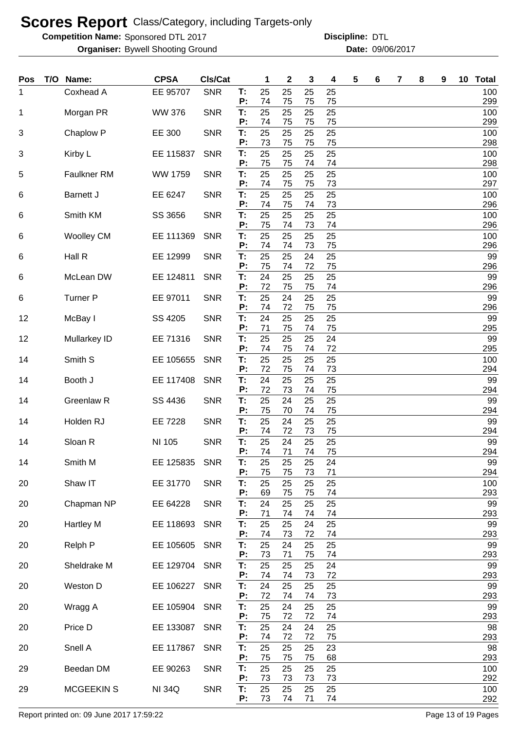# Scores Report Class/Category, including Targets-only

**Competition Name:** Sponsored DTL 2017 **Discipline:** DTL

**Organiser:** Bywell Shooting Ground **Date:** 09/06/2017

| Pos | T/O | Name: | CPSA | Cls/Cat | | 1 | 2 | 3 | 4 | 5 | 6 | 7 | 8 | 9 | 10 | Total |
|---|---|---|---|---|---|---|---|---|---|---|---|---|---|---|---|---|
| 1 | | Coxhead A | EE 95707 | SNR | T: | 25 | 25 | 25 | 25 | | | | | | | 100 |
| | | | | | P: | 74 | 75 | 75 | 75 | | | | | | | 299 |
| 1 | | Morgan PR | WW 376 | SNR | T: | 25 | 25 | 25 | 25 | | | | | | | 100 |
| | | | | | P: | 74 | 75 | 75 | 75 | | | | | | | 299 |
| 3 | | Chaplow P | EE 300 | SNR | T: | 25 | 25 | 25 | 25 | | | | | | | 100 |
| | | | | | P: | 73 | 75 | 75 | 75 | | | | | | | 298 |
| 3 | | Kirby L | EE 115837 | SNR | T: | 25 | 25 | 25 | 25 | | | | | | | 100 |
| | | | | | P: | 75 | 75 | 74 | 74 | | | | | | | 298 |
| 5 | | Faulkner RM | WW 1759 | SNR | T: | 25 | 25 | 25 | 25 | | | | | | | 100 |
| | | | | | P: | 74 | 75 | 75 | 73 | | | | | | | 297 |
| 6 | | Barnett J | EE 6247 | SNR | T: | 25 | 25 | 25 | 25 | | | | | | | 100 |
| | | | | | P: | 74 | 75 | 74 | 73 | | | | | | | 296 |
| 6 | | Smith KM | SS 3656 | SNR | T: | 25 | 25 | 25 | 25 | | | | | | | 100 |
| | | | | | P: | 75 | 74 | 73 | 74 | | | | | | | 296 |
| 6 | | Woolley CM | EE 111369 | SNR | T: | 25 | 25 | 25 | 25 | | | | | | | 100 |
| | | | | | P: | 74 | 74 | 73 | 75 | | | | | | | 296 |
| 6 | | Hall R | EE 12999 | SNR | T: | 25 | 25 | 24 | 25 | | | | | | | 99 |
| | | | | | P: | 75 | 74 | 72 | 75 | | | | | | | 296 |
| 6 | | McLean DW | EE 124811 | SNR | T: | 24 | 25 | 25 | 25 | | | | | | | 99 |
| | | | | | P: | 72 | 75 | 75 | 74 | | | | | | | 296 |
| 6 | | Turner P | EE 97011 | SNR | T: | 25 | 24 | 25 | 25 | | | | | | | 99 |
| | | | | | P: | 74 | 72 | 75 | 75 | | | | | | | 296 |
| 12 | | McBay I | SS 4205 | SNR | T: | 24 | 25 | 25 | 25 | | | | | | | 99 |
| | | | | | P: | 71 | 75 | 74 | 75 | | | | | | | 295 |
| 12 | | Mullarkey ID | EE 71316 | SNR | T: | 25 | 25 | 25 | 24 | | | | | | | 99 |
| | | | | | P: | 74 | 75 | 74 | 72 | | | | | | | 295 |
| 14 | | Smith S | EE 105655 | SNR | T: | 25 | 25 | 25 | 25 | | | | | | | 100 |
| | | | | | P: | 72 | 75 | 74 | 73 | | | | | | | 294 |
| 14 | | Booth J | EE 117408 | SNR | T: | 24 | 25 | 25 | 25 | | | | | | | 99 |
| | | | | | P: | 72 | 73 | 74 | 75 | | | | | | | 294 |
| 14 | | Greenlaw R | SS 4436 | SNR | T: | 25 | 24 | 25 | 25 | | | | | | | 99 |
| | | | | | P: | 75 | 70 | 74 | 75 | | | | | | | 294 |
| 14 | | Holden RJ | EE 7228 | SNR | T: | 25 | 24 | 25 | 25 | | | | | | | 99 |
| | | | | | P: | 74 | 72 | 73 | 75 | | | | | | | 294 |
| 14 | | Sloan R | NI 105 | SNR | T: | 25 | 24 | 25 | 25 | | | | | | | 99 |
| | | | | | P: | 74 | 71 | 74 | 75 | | | | | | | 294 |
| 14 | | Smith M | EE 125835 | SNR | T: | 25 | 25 | 25 | 24 | | | | | | | 99 |
| | | | | | P: | 75 | 75 | 73 | 71 | | | | | | | 294 |
| 20 | | Shaw IT | EE 31770 | SNR | T: | 25 | 25 | 25 | 25 | | | | | | | 100 |
| | | | | | P: | 69 | 75 | 75 | 74 | | | | | | | 293 |
| 20 | | Chapman NP | EE 64228 | SNR | T: | 24 | 25 | 25 | 25 | | | | | | | 99 |
| | | | | | P: | 71 | 74 | 74 | 74 | | | | | | | 293 |
| 20 | | Hartley M | EE 118693 | SNR | T: | 25 | 25 | 24 | 25 | | | | | | | 99 |
| | | | | | P: | 74 | 73 | 72 | 74 | | | | | | | 293 |
| 20 | | Relph P | EE 105605 | SNR | T: | 25 | 24 | 25 | 25 | | | | | | | 99 |
| | | | | | P: | 73 | 71 | 75 | 74 | | | | | | | 293 |
| 20 | | Sheldrake M | EE 129704 | SNR | T: | 25 | 25 | 25 | 24 | | | | | | | 99 |
| | | | | | P: | 74 | 74 | 73 | 72 | | | | | | | 293 |
| 20 | | Weston D | EE 106227 | SNR | T: | 24 | 25 | 25 | 25 | | | | | | | 99 |
| | | | | | P: | 72 | 74 | 74 | 73 | | | | | | | 293 |
| 20 | | Wragg A | EE 105904 | SNR | T: | 25 | 24 | 25 | 25 | | | | | | | 99 |
| | | | | | P: | 75 | 72 | 72 | 74 | | | | | | | 293 |
| 20 | | Price D | EE 133087 | SNR | T: | 25 | 24 | 24 | 25 | | | | | | | 98 |
| | | | | | P: | 74 | 72 | 72 | 75 | | | | | | | 293 |
| 20 | | Snell A | EE 117867 | SNR | T: | 25 | 25 | 25 | 23 | | | | | | | 98 |
| | | | | | P: | 75 | 75 | 75 | 68 | | | | | | | 293 |
| 29 | | Beedan DM | EE 90263 | SNR | T: | 25 | 25 | 25 | 25 | | | | | | | 100 |
| | | | | | P: | 73 | 73 | 73 | 73 | | | | | | | 292 |
| 29 | | MCGEEKIN S | NI 34Q | SNR | T: | 25 | 25 | 25 | 25 | | | | | | | 100 |
| | | | | | P: | 73 | 74 | 71 | 74 | | | | | | | 292 |

Report printed on: 09 June 2017 17:59:22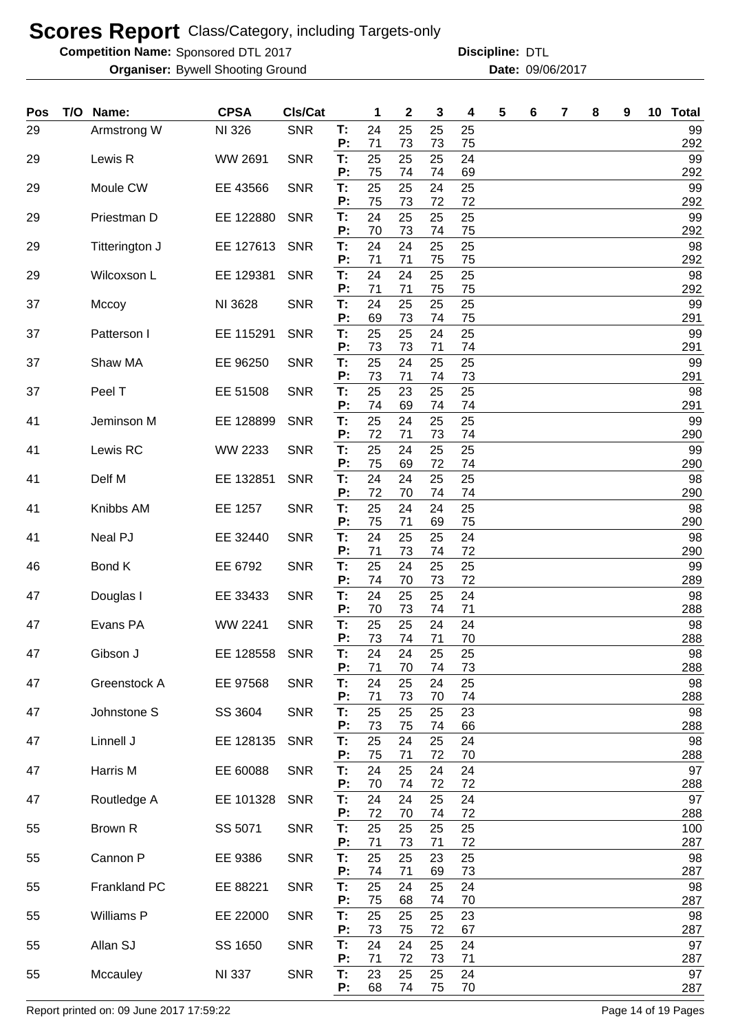# Scores Report Class/Category, including Targets-only

**Competition Name:** Sponsored DTL 2017 **Discipline:** DTL

**Organiser:** Bywell Shooting Ground **Date:** 09/06/2017

| Pos | T/O | Name: | CPSA | Cls/Cat | | 1 | 2 | 3 | 4 | 5 | 6 | 7 | 8 | 9 | 10 | Total |
|---|---|---|---|---|---|---|---|---|---|---|---|---|---|---|---|---|
| 29 | | Armstrong W | NI 326 | SNR | T: | 24 | 25 | 25 | 25 | | | | | | | 99 |
| | | | | | P: | 71 | 73 | 73 | 75 | | | | | | | 292 |
| 29 | | Lewis R | WW 2691 | SNR | T: | 25 | 25 | 25 | 24 | | | | | | | 99 |
| | | | | | P: | 75 | 74 | 74 | 69 | | | | | | | 292 |
| 29 | | Moule CW | EE 43566 | SNR | T: | 25 | 25 | 24 | 25 | | | | | | | 99 |
| | | | | | P: | 75 | 73 | 72 | 72 | | | | | | | 292 |
| 29 | | Priestman D | EE 122880 | SNR | T: | 24 | 25 | 25 | 25 | | | | | | | 99 |
| | | | | | P: | 70 | 73 | 74 | 75 | | | | | | | 292 |
| 29 | | Titterington J | EE 127613 | SNR | T: | 24 | 24 | 25 | 25 | | | | | | | 98 |
| | | | | | P: | 71 | 71 | 75 | 75 | | | | | | | 292 |
| 29 | | Wilcoxson L | EE 129381 | SNR | T: | 24 | 24 | 25 | 25 | | | | | | | 98 |
| | | | | | P: | 71 | 71 | 75 | 75 | | | | | | | 292 |
| 37 | | Mccoy | NI 3628 | SNR | T: | 24 | 25 | 25 | 25 | | | | | | | 99 |
| | | | | | P: | 69 | 73 | 74 | 75 | | | | | | | 291 |
| 37 | | Patterson I | EE 115291 | SNR | T: | 25 | 25 | 24 | 25 | | | | | | | 99 |
| | | | | | P: | 73 | 73 | 71 | 74 | | | | | | | 291 |
| 37 | | Shaw MA | EE 96250 | SNR | T: | 25 | 24 | 25 | 25 | | | | | | | 99 |
| | | | | | P: | 73 | 71 | 74 | 73 | | | | | | | 291 |
| 37 | | Peel T | EE 51508 | SNR | T: | 25 | 23 | 25 | 25 | | | | | | | 98 |
| | | | | | P: | 74 | 69 | 74 | 74 | | | | | | | 291 |
| 41 | | Jeminson M | EE 128899 | SNR | T: | 25 | 24 | 25 | 25 | | | | | | | 99 |
| | | | | | P: | 72 | 71 | 73 | 74 | | | | | | | 290 |
| 41 | | Lewis RC | WW 2233 | SNR | T: | 25 | 24 | 25 | 25 | | | | | | | 99 |
| | | | | | P: | 75 | 69 | 72 | 74 | | | | | | | 290 |
| 41 | | Delf M | EE 132851 | SNR | T: | 24 | 24 | 25 | 25 | | | | | | | 98 |
| | | | | | P: | 72 | 70 | 74 | 74 | | | | | | | 290 |
| 41 | | Knibbs AM | EE 1257 | SNR | T: | 25 | 24 | 24 | 25 | | | | | | | 98 |
| | | | | | P: | 75 | 71 | 69 | 75 | | | | | | | 290 |
| 41 | | Neal PJ | EE 32440 | SNR | T: | 24 | 25 | 25 | 24 | | | | | | | 98 |
| | | | | | P: | 71 | 73 | 74 | 72 | | | | | | | 290 |
| 46 | | Bond K | EE 6792 | SNR | T: | 25 | 24 | 25 | 25 | | | | | | | 99 |
| | | | | | P: | 74 | 70 | 73 | 72 | | | | | | | 289 |
| 47 | | Douglas I | EE 33433 | SNR | T: | 24 | 25 | 25 | 24 | | | | | | | 98 |
| | | | | | P: | 70 | 73 | 74 | 71 | | | | | | | 288 |
| 47 | | Evans PA | WW 2241 | SNR | T: | 25 | 25 | 24 | 24 | | | | | | | 98 |
| | | | | | P: | 73 | 74 | 71 | 70 | | | | | | | 288 |
| 47 | | Gibson J | EE 128558 | SNR | T: | 24 | 24 | 25 | 25 | | | | | | | 98 |
| | | | | | P: | 71 | 70 | 74 | 73 | | | | | | | 288 |
| 47 | | Greenstock A | EE 97568 | SNR | T: | 24 | 25 | 24 | 25 | | | | | | | 98 |
| | | | | | P: | 71 | 73 | 70 | 74 | | | | | | | 288 |
| 47 | | Johnstone S | SS 3604 | SNR | T: | 25 | 25 | 25 | 23 | | | | | | | 98 |
| | | | | | P: | 73 | 75 | 74 | 66 | | | | | | | 288 |
| 47 | | Linnell J | EE 128135 | SNR | T: | 25 | 24 | 25 | 24 | | | | | | | 98 |
| | | | | | P: | 75 | 71 | 72 | 70 | | | | | | | 288 |
| 47 | | Harris M | EE 60088 | SNR | T: | 24 | 25 | 24 | 24 | | | | | | | 97 |
| | | | | | P: | 70 | 74 | 72 | 72 | | | | | | | 288 |
| 47 | | Routledge A | EE 101328 | SNR | T: | 24 | 24 | 25 | 24 | | | | | | | 97 |
| | | | | | P: | 72 | 70 | 74 | 72 | | | | | | | 288 |
| 55 | | Brown R | SS 5071 | SNR | T: | 25 | 25 | 25 | 25 | | | | | | | 100 |
| | | | | | P: | 71 | 73 | 71 | 72 | | | | | | | 287 |
| 55 | | Cannon P | EE 9386 | SNR | T: | 25 | 25 | 23 | 25 | | | | | | | 98 |
| | | | | | P: | 74 | 71 | 69 | 73 | | | | | | | 287 |
| 55 | | Frankland PC | EE 88221 | SNR | T: | 25 | 24 | 25 | 24 | | | | | | | 98 |
| | | | | | P: | 75 | 68 | 74 | 70 | | | | | | | 287 |
| 55 | | Williams P | EE 22000 | SNR | T: | 25 | 25 | 25 | 23 | | | | | | | 98 |
| | | | | | P: | 73 | 75 | 72 | 67 | | | | | | | 287 |
| 55 | | Allan SJ | SS 1650 | SNR | T: | 24 | 24 | 25 | 24 | | | | | | | 97 |
| | | | | | P: | 71 | 72 | 73 | 71 | | | | | | | 287 |
| 55 | | Mccauley | NI 337 | SNR | T: | 23 | 25 | 25 | 24 | | | | | | | 97 |
| | | | | | P: | 68 | 74 | 75 | 70 | | | | | | | 287 |

Report printed on: 09 June 2017 17:59:22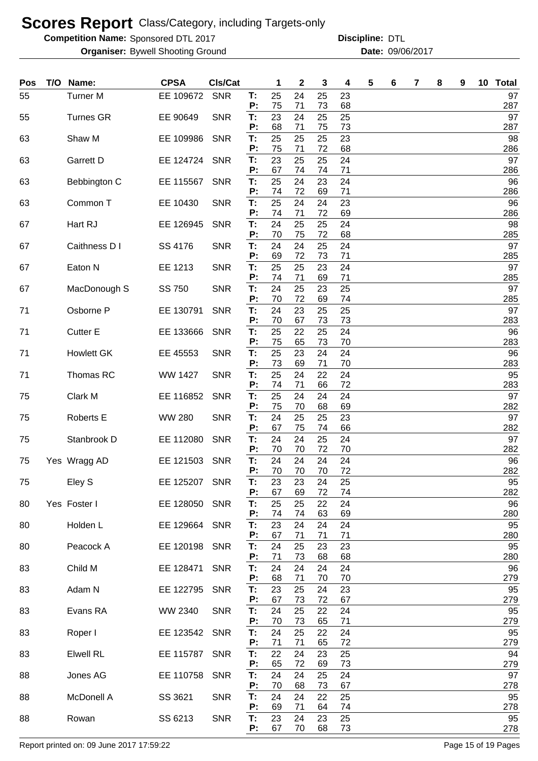# Scores Report Class/Category, including Targets-only

**Competition Name:** Sponsored DTL 2017 **Discipline:** DTL

**Organiser:** Bywell Shooting Ground **Date:** 09/06/2017

| Pos | T/O | Name: | CPSA | Cls/Cat | | 1 | 2 | 3 | 4 | 5 | 6 | 7 | 8 | 9 | 10 | Total |
|---|---|---|---|---|---|---|---|---|---|---|---|---|---|---|---|---|
| 55 | | Turner M | EE 109672 | SNR | T: | 25 | 24 | 25 | 23 | | | | | | | 97 |
| | | | | | P: | 75 | 71 | 73 | 68 | | | | | | | 287 |
| 55 | | Turnes GR | EE 90649 | SNR | T: | 23 | 24 | 25 | 25 | | | | | | | 97 |
| | | | | | P: | 68 | 71 | 75 | 73 | | | | | | | 287 |
| 63 | | Shaw M | EE 109986 | SNR | T: | 25 | 25 | 25 | 23 | | | | | | | 98 |
| | | | | | P: | 75 | 71 | 72 | 68 | | | | | | | 286 |
| 63 | | Garrett D | EE 124724 | SNR | T: | 23 | 25 | 25 | 24 | | | | | | | 97 |
| | | | | | P: | 67 | 74 | 74 | 71 | | | | | | | 286 |
| 63 | | Bebbington C | EE 115567 | SNR | T: | 25 | 24 | 23 | 24 | | | | | | | 96 |
| | | | | | P: | 74 | 72 | 69 | 71 | | | | | | | 286 |
| 63 | | Common T | EE 10430 | SNR | T: | 25 | 24 | 24 | 23 | | | | | | | 96 |
| | | | | | P: | 74 | 71 | 72 | 69 | | | | | | | 286 |
| 67 | | Hart RJ | EE 126945 | SNR | T: | 24 | 25 | 25 | 24 | | | | | | | 98 |
| | | | | | P: | 70 | 75 | 72 | 68 | | | | | | | 285 |
| 67 | | Caithness D I | SS 4176 | SNR | T: | 24 | 24 | 25 | 24 | | | | | | | 97 |
| | | | | | P: | 69 | 72 | 73 | 71 | | | | | | | 285 |
| 67 | | Eaton N | EE 1213 | SNR | T: | 25 | 25 | 23 | 24 | | | | | | | 97 |
| | | | | | P: | 74 | 71 | 69 | 71 | | | | | | | 285 |
| 67 | | MacDonough S | SS 750 | SNR | T: | 24 | 25 | 23 | 25 | | | | | | | 97 |
| | | | | | P: | 70 | 72 | 69 | 74 | | | | | | | 285 |
| 71 | | Osborne P | EE 130791 | SNR | T: | 24 | 23 | 25 | 25 | | | | | | | 97 |
| | | | | | P: | 70 | 67 | 73 | 73 | | | | | | | 283 |
| 71 | | Cutter E | EE 133666 | SNR | T: | 25 | 22 | 25 | 24 | | | | | | | 96 |
| | | | | | P: | 75 | 65 | 73 | 70 | | | | | | | 283 |
| 71 | | Howlett GK | EE 45553 | SNR | T: | 25 | 23 | 24 | 24 | | | | | | | 96 |
| | | | | | P: | 73 | 69 | 71 | 70 | | | | | | | 283 |
| 71 | | Thomas RC | WW 1427 | SNR | T: | 25 | 24 | 22 | 24 | | | | | | | 95 |
| | | | | | P: | 74 | 71 | 66 | 72 | | | | | | | 283 |
| 75 | | Clark M | EE 116852 | SNR | T: | 25 | 24 | 24 | 24 | | | | | | | 97 |
| | | | | | P: | 75 | 70 | 68 | 69 | | | | | | | 282 |
| 75 | | Roberts E | WW 280 | SNR | T: | 24 | 25 | 25 | 23 | | | | | | | 97 |
| | | | | | P: | 67 | 75 | 74 | 66 | | | | | | | 282 |
| 75 | | Stanbrook D | EE 112080 | SNR | T: | 24 | 24 | 25 | 24 | | | | | | | 97 |
| | | | | | P: | 70 | 70 | 72 | 70 | | | | | | | 282 |
| 75 | Yes | Wragg AD | EE 121503 | SNR | T: | 24 | 24 | 24 | 24 | | | | | | | 96 |
| | | | | | P: | 70 | 70 | 70 | 72 | | | | | | | 282 |
| 75 | | Eley S | EE 125207 | SNR | T: | 23 | 23 | 24 | 25 | | | | | | | 95 |
| | | | | | P: | 67 | 69 | 72 | 74 | | | | | | | 282 |
| 80 | Yes | Foster I | EE 128050 | SNR | T: | 25 | 25 | 22 | 24 | | | | | | | 96 |
| | | | | | P: | 74 | 74 | 63 | 69 | | | | | | | 280 |
| 80 | | Holden L | EE 129664 | SNR | T: | 23 | 24 | 24 | 24 | | | | | | | 95 |
| | | | | | P: | 67 | 71 | 71 | 71 | | | | | | | 280 |
| 80 | | Peacock A | EE 120198 | SNR | T: | 24 | 25 | 23 | 23 | | | | | | | 95 |
| | | | | | P: | 71 | 73 | 68 | 68 | | | | | | | 280 |
| 83 | | Child M | EE 128471 | SNR | T: | 24 | 24 | 24 | 24 | | | | | | | 96 |
| | | | | | P: | 68 | 71 | 70 | 70 | | | | | | | 279 |
| 83 | | Adam N | EE 122795 | SNR | T: | 23 | 25 | 24 | 23 | | | | | | | 95 |
| | | | | | P: | 67 | 73 | 72 | 67 | | | | | | | 279 |
| 83 | | Evans RA | WW 2340 | SNR | T: | 24 | 25 | 22 | 24 | | | | | | | 95 |
| | | | | | P: | 70 | 73 | 65 | 71 | | | | | | | 279 |
| 83 | | Roper I | EE 123542 | SNR | T: | 24 | 25 | 22 | 24 | | | | | | | 95 |
| | | | | | P: | 71 | 71 | 65 | 72 | | | | | | | 279 |
| 83 | | Elwell RL | EE 115787 | SNR | T: | 22 | 24 | 23 | 25 | | | | | | | 94 |
| | | | | | P: | 65 | 72 | 69 | 73 | | | | | | | 279 |
| 88 | | Jones AG | EE 110758 | SNR | T: | 24 | 24 | 25 | 24 | | | | | | | 97 |
| | | | | | P: | 70 | 68 | 73 | 67 | | | | | | | 278 |
| 88 | | McDonell A | SS 3621 | SNR | T: | 24 | 24 | 22 | 25 | | | | | | | 95 |
| | | | | | P: | 69 | 71 | 64 | 74 | | | | | | | 278 |
| 88 | | Rowan | SS 6213 | SNR | T: | 23 | 24 | 23 | 25 | | | | | | | 95 |
| | | | | | P: | 67 | 70 | 68 | 73 | | | | | | | 278 |

Report printed on: 09 June 2017 17:59:22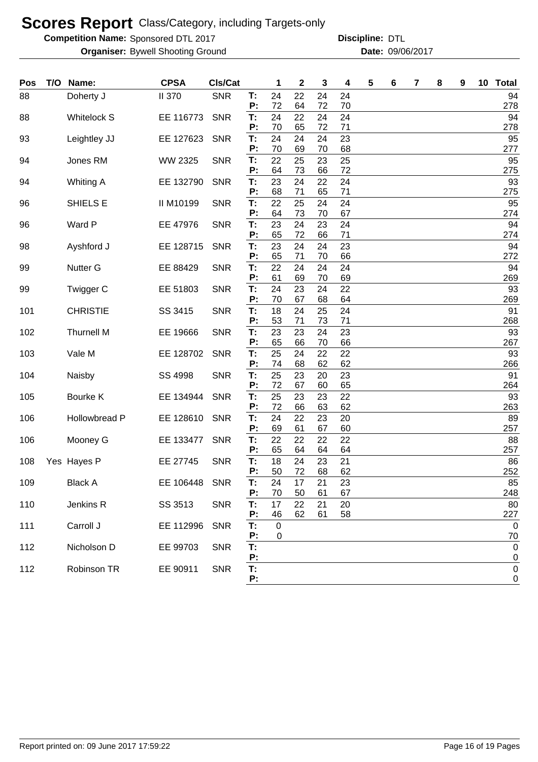# Scores Report Class/Category, including Targets-only

**Competition Name:** Sponsored DTL 2017 **Discipline:** DTL

**Organiser:** Bywell Shooting Ground **Date:** 09/06/2017

| Pos | T/O | Name: | CPSA | Cls/Cat | | 1 | 2 | 3 | 4 | 5 | 6 | 7 | 8 | 9 | 10 | Total |
|---|---|---|---|---|---|---|---|---|---|---|---|---|---|---|---|---|
| 88 | | Doherty J | II 370 | SNR | T: | 24 | 22 | 24 | 24 | | | | | | | 94 |
| | | | | | P: | 72 | 64 | 72 | 70 | | | | | | | 278 |
| 88 | | Whitelock S | EE 116773 | SNR | T: | 24 | 22 | 24 | 24 | | | | | | | 94 |
| | | | | | P: | 70 | 65 | 72 | 71 | | | | | | | 278 |
| 93 | | Leightley JJ | EE 127623 | SNR | T: | 24 | 24 | 24 | 23 | | | | | | | 95 |
| | | | | | P: | 70 | 69 | 70 | 68 | | | | | | | 277 |
| 94 | | Jones RM | WW 2325 | SNR | T: | 22 | 25 | 23 | 25 | | | | | | | 95 |
| | | | | | P: | 64 | 73 | 66 | 72 | | | | | | | 275 |
| 94 | | Whiting A | EE 132790 | SNR | T: | 23 | 24 | 22 | 24 | | | | | | | 93 |
| | | | | | P: | 68 | 71 | 65 | 71 | | | | | | | 275 |
| 96 | | SHIELS E | II M10199 | SNR | T: | 22 | 25 | 24 | 24 | | | | | | | 95 |
| | | | | | P: | 64 | 73 | 70 | 67 | | | | | | | 274 |
| 96 | | Ward P | EE 47976 | SNR | T: | 23 | 24 | 23 | 24 | | | | | | | 94 |
| | | | | | P: | 65 | 72 | 66 | 71 | | | | | | | 274 |
| 98 | | Ayshford J | EE 128715 | SNR | T: | 23 | 24 | 24 | 23 | | | | | | | 94 |
| | | | | | P: | 65 | 71 | 70 | 66 | | | | | | | 272 |
| 99 | | Nutter G | EE 88429 | SNR | T: | 22 | 24 | 24 | 24 | | | | | | | 94 |
| | | | | | P: | 61 | 69 | 70 | 69 | | | | | | | 269 |
| 99 | | Twigger C | EE 51803 | SNR | T: | 24 | 23 | 24 | 22 | | | | | | | 93 |
| | | | | | P: | 70 | 67 | 68 | 64 | | | | | | | 269 |
| 101 | | CHRISTIE | SS 3415 | SNR | T: | 18 | 24 | 25 | 24 | | | | | | | 91 |
| | | | | | P: | 53 | 71 | 73 | 71 | | | | | | | 268 |
| 102 | | Thurnell M | EE 19666 | SNR | T: | 23 | 23 | 24 | 23 | | | | | | | 93 |
| | | | | | P: | 65 | 66 | 70 | 66 | | | | | | | 267 |
| 103 | | Vale M | EE 128702 | SNR | T: | 25 | 24 | 22 | 22 | | | | | | | 93 |
| | | | | | P: | 74 | 68 | 62 | 62 | | | | | | | 266 |
| 104 | | Naisby | SS 4998 | SNR | T: | 25 | 23 | 20 | 23 | | | | | | | 91 |
| | | | | | P: | 72 | 67 | 60 | 65 | | | | | | | 264 |
| 105 | | Bourke K | EE 134944 | SNR | T: | 25 | 23 | 23 | 22 | | | | | | | 93 |
| | | | | | P: | 72 | 66 | 63 | 62 | | | | | | | 263 |
| 106 | | Hollowbread P | EE 128610 | SNR | T: | 24 | 22 | 23 | 20 | | | | | | | 89 |
| | | | | | P: | 69 | 61 | 67 | 60 | | | | | | | 257 |
| 106 | | Mooney G | EE 133477 | SNR | T: | 22 | 22 | 22 | 22 | | | | | | | 88 |
| | | | | | P: | 65 | 64 | 64 | 64 | | | | | | | 257 |
| 108 | Yes | Hayes P | EE 27745 | SNR | T: | 18 | 24 | 23 | 21 | | | | | | | 86 |
| | | | | | P: | 50 | 72 | 68 | 62 | | | | | | | 252 |
| 109 | | Black A | EE 106448 | SNR | T: | 24 | 17 | 21 | 23 | | | | | | | 85 |
| | | | | | P: | 70 | 50 | 61 | 67 | | | | | | | 248 |
| 110 | | Jenkins R | SS 3513 | SNR | T: | 17 | 22 | 21 | 20 | | | | | | | 80 |
| | | | | | P: | 46 | 62 | 61 | 58 | | | | | | | 227 |
| 111 | | Carroll J | EE 112996 | SNR | T: | 0 | | | | | | | | | | 0 |
| | | | | | P: | 0 | | | | | | | | | | 70 |
| 112 | | Nicholson D | EE 99703 | SNR | T: | | | | | | | | | | | 0 |
| | | | | | P: | | | | | | | | | | | 0 |
| 112 | | Robinson TR | EE 90911 | SNR | T: | | | | | | | | | | | 0 |
| | | | | | P: | | | | | | | | | | | 0 |

Report printed on: 09 June 2017 17:59:22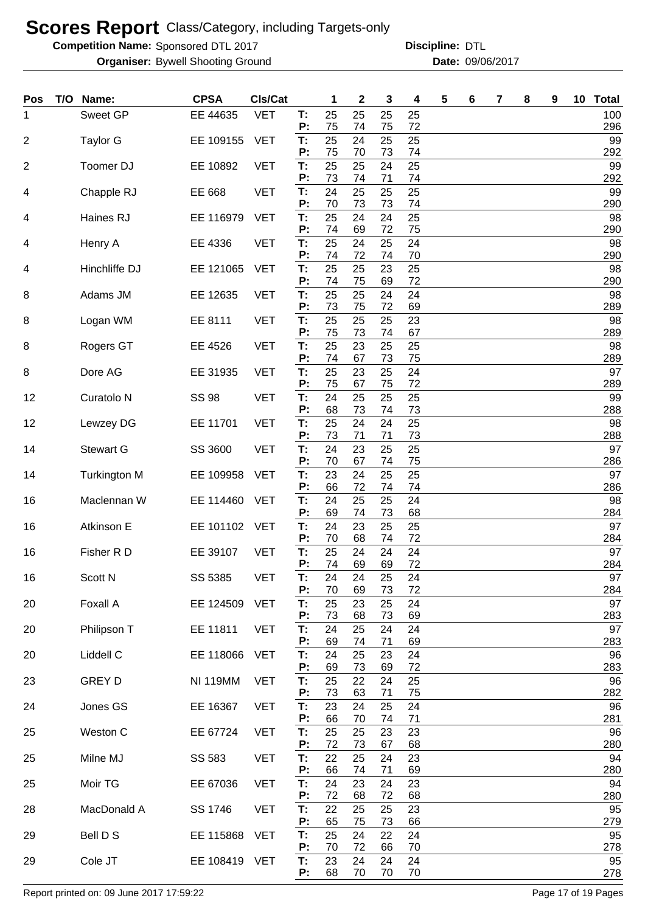# Scores Report Class/Category, including Targets-only

**Competition Name:** Sponsored DTL 2017 **Discipline:** DTL

**Organiser:** Bywell Shooting Ground **Date:** 09/06/2017

| Pos | T/O | Name: | CPSA | Cls/Cat | | 1 | 2 | 3 | 4 | 5 | 6 | 7 | 8 | 9 | 10 | Total |
|---|---|---|---|---|---|---|---|---|---|---|---|---|---|---|---|---|
| 1 | | Sweet GP | EE 44635 | VET | T: | 25 | 25 | 25 | 25 | | | | | | | 100 |
| | | | | | P: | 75 | 74 | 75 | 72 | | | | | | | 296 |
| 2 | | Taylor G | EE 109155 | VET | T: | 25 | 24 | 25 | 25 | | | | | | | 99 |
| | | | | | P: | 75 | 70 | 73 | 74 | | | | | | | 292 |
| 2 | | Toomer DJ | EE 10892 | VET | T: | 25 | 25 | 24 | 25 | | | | | | | 99 |
| | | | | | P: | 73 | 74 | 71 | 74 | | | | | | | 292 |
| 4 | | Chapple RJ | EE 668 | VET | T: | 24 | 25 | 25 | 25 | | | | | | | 99 |
| | | | | | P: | 70 | 73 | 73 | 74 | | | | | | | 290 |
| 4 | | Haines RJ | EE 116979 | VET | T: | 25 | 24 | 24 | 25 | | | | | | | 98 |
| | | | | | P: | 74 | 69 | 72 | 75 | | | | | | | 290 |
| 4 | | Henry A | EE 4336 | VET | T: | 25 | 24 | 25 | 24 | | | | | | | 98 |
| | | | | | P: | 74 | 72 | 74 | 70 | | | | | | | 290 |
| 4 | | Hinchliffe DJ | EE 121065 | VET | T: | 25 | 25 | 23 | 25 | | | | | | | 98 |
| | | | | | P: | 74 | 75 | 69 | 72 | | | | | | | 290 |
| 8 | | Adams JM | EE 12635 | VET | T: | 25 | 25 | 24 | 24 | | | | | | | 98 |
| | | | | | P: | 73 | 75 | 72 | 69 | | | | | | | 289 |
| 8 | | Logan WM | EE 8111 | VET | T: | 25 | 25 | 25 | 23 | | | | | | | 98 |
| | | | | | P: | 75 | 73 | 74 | 67 | | | | | | | 289 |
| 8 | | Rogers GT | EE 4526 | VET | T: | 25 | 23 | 25 | 25 | | | | | | | 98 |
| | | | | | P: | 74 | 67 | 73 | 75 | | | | | | | 289 |
| 8 | | Dore AG | EE 31935 | VET | T: | 25 | 23 | 25 | 24 | | | | | | | 97 |
| | | | | | P: | 75 | 67 | 75 | 72 | | | | | | | 289 |
| 12 | | Curatolo N | SS 98 | VET | T: | 24 | 25 | 25 | 25 | | | | | | | 99 |
| | | | | | P: | 68 | 73 | 74 | 73 | | | | | | | 288 |
| 12 | | Lewzey DG | EE 11701 | VET | T: | 25 | 24 | 24 | 25 | | | | | | | 98 |
| | | | | | P: | 73 | 71 | 71 | 73 | | | | | | | 288 |
| 14 | | Stewart G | SS 3600 | VET | T: | 24 | 23 | 25 | 25 | | | | | | | 97 |
| | | | | | P: | 70 | 67 | 74 | 75 | | | | | | | 286 |
| 14 | | Turkington M | EE 109958 | VET | T: | 23 | 24 | 25 | 25 | | | | | | | 97 |
| | | | | | P: | 66 | 72 | 74 | 74 | | | | | | | 286 |
| 16 | | Maclennan W | EE 114460 | VET | T: | 24 | 25 | 25 | 24 | | | | | | | 98 |
| | | | | | P: | 69 | 74 | 73 | 68 | | | | | | | 284 |
| 16 | | Atkinson E | EE 101102 | VET | T: | 24 | 23 | 25 | 25 | | | | | | | 97 |
| | | | | | P: | 70 | 68 | 74 | 72 | | | | | | | 284 |
| 16 | | Fisher R D | EE 39107 | VET | T: | 25 | 24 | 24 | 24 | | | | | | | 97 |
| | | | | | P: | 74 | 69 | 69 | 72 | | | | | | | 284 |
| 16 | | Scott N | SS 5385 | VET | T: | 24 | 24 | 25 | 24 | | | | | | | 97 |
| | | | | | P: | 70 | 69 | 73 | 72 | | | | | | | 284 |
| 20 | | Foxall A | EE 124509 | VET | T: | 25 | 23 | 25 | 24 | | | | | | | 97 |
| | | | | | P: | 73 | 68 | 73 | 69 | | | | | | | 283 |
| 20 | | Philipson T | EE 11811 | VET | T: | 24 | 25 | 24 | 24 | | | | | | | 97 |
| | | | | | P: | 69 | 74 | 71 | 69 | | | | | | | 283 |
| 20 | | Liddell C | EE 118066 | VET | T: | 24 | 25 | 23 | 24 | | | | | | | 96 |
| | | | | | P: | 69 | 73 | 69 | 72 | | | | | | | 283 |
| 23 | | GREY D | NI 119MM | VET | T: | 25 | 22 | 24 | 25 | | | | | | | 96 |
| | | | | | P: | 73 | 63 | 71 | 75 | | | | | | | 282 |
| 24 | | Jones GS | EE 16367 | VET | T: | 23 | 24 | 25 | 24 | | | | | | | 96 |
| | | | | | P: | 66 | 70 | 74 | 71 | | | | | | | 281 |
| 25 | | Weston C | EE 67724 | VET | T: | 25 | 25 | 23 | 23 | | | | | | | 96 |
| | | | | | P: | 72 | 73 | 67 | 68 | | | | | | | 280 |
| 25 | | Milne MJ | SS 583 | VET | T: | 22 | 25 | 24 | 23 | | | | | | | 94 |
| | | | | | P: | 66 | 74 | 71 | 69 | | | | | | | 280 |
| 25 | | Moir TG | EE 67036 | VET | T: | 24 | 23 | 24 | 23 | | | | | | | 94 |
| | | | | | P: | 72 | 68 | 72 | 68 | | | | | | | 280 |
| 28 | | MacDonald A | SS 1746 | VET | T: | 22 | 25 | 25 | 23 | | | | | | | 95 |
| | | | | | P: | 65 | 75 | 73 | 66 | | | | | | | 279 |
| 29 | | Bell D S | EE 115868 | VET | T: | 25 | 24 | 22 | 24 | | | | | | | 95 |
| | | | | | P: | 70 | 72 | 66 | 70 | | | | | | | 278 |
| 29 | | Cole JT | EE 108419 | VET | T: | 23 | 24 | 24 | 24 | | | | | | | 95 |
| | | | | | P: | 68 | 70 | 70 | 70 | | | | | | | 278 |

Report printed on: 09 June 2017 17:59:22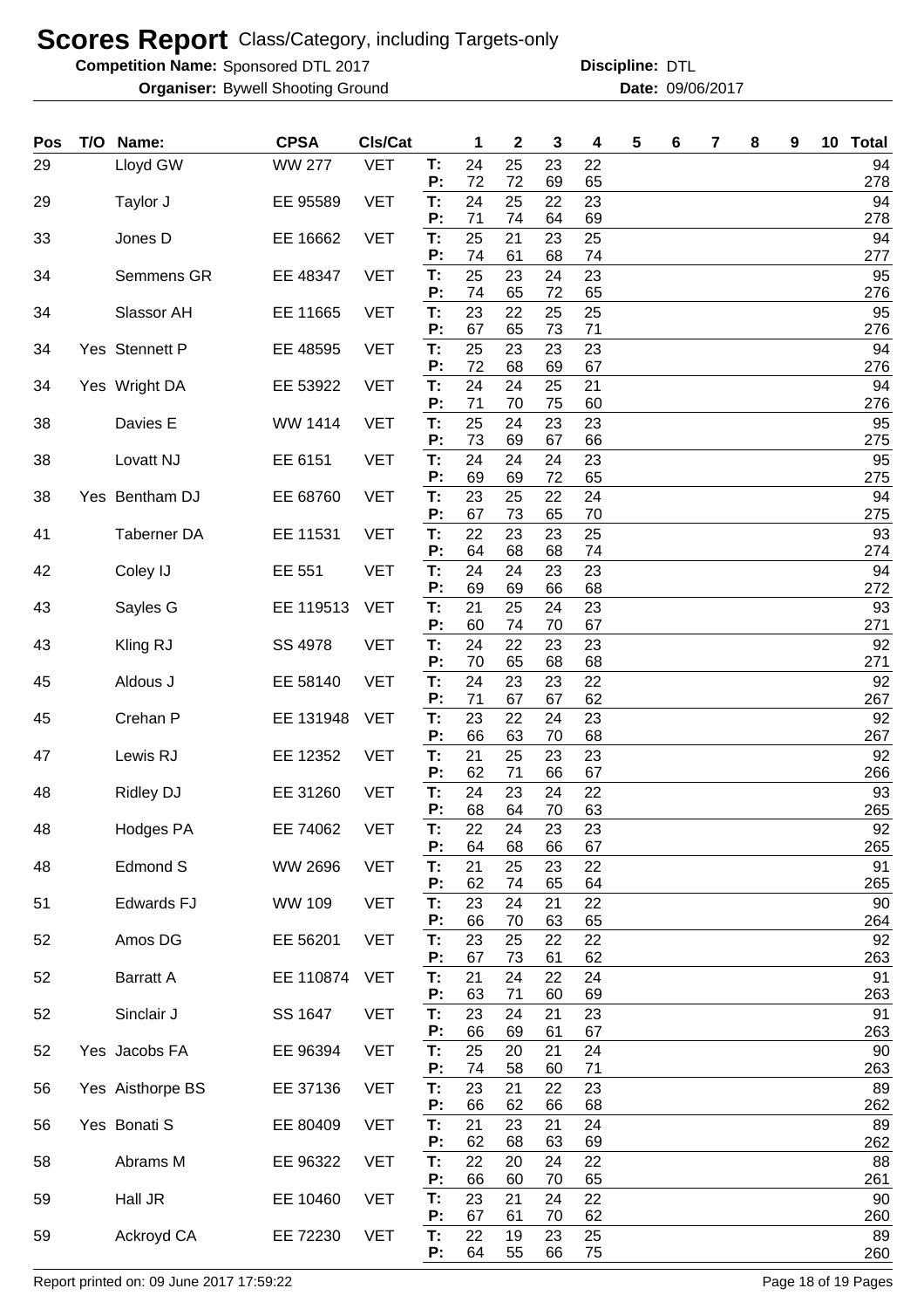# Scores Report Class/Category, including Targets-only

**Competition Name:** Sponsored DTL 2017 **Discipline:** DTL

**Organiser:** Bywell Shooting Ground **Date:** 09/06/2017

| Pos | T/O | Name: | CPSA | Cls/Cat | | 1 | 2 | 3 | 4 | 5 | 6 | 7 | 8 | 9 | 10 | Total |
|---|---|---|---|---|---|---|---|---|---|---|---|---|---|---|---|---|
| 29 | | Lloyd GW | WW 277 | VET | T: | 24 | 25 | 23 | 22 | | | | | | | 94 |
| | | | | | P: | 72 | 72 | 69 | 65 | | | | | | | 278 |
| 29 | | Taylor J | EE 95589 | VET | T: | 24 | 25 | 22 | 23 | | | | | | | 94 |
| | | | | | P: | 71 | 74 | 64 | 69 | | | | | | | 278 |
| 33 | | Jones D | EE 16662 | VET | T: | 25 | 21 | 23 | 25 | | | | | | | 94 |
| | | | | | P: | 74 | 61 | 68 | 74 | | | | | | | 277 |
| 34 | | Semmens GR | EE 48347 | VET | T: | 25 | 23 | 24 | 23 | | | | | | | 95 |
| | | | | | P: | 74 | 65 | 72 | 65 | | | | | | | 276 |
| 34 | | Slassor AH | EE 11665 | VET | T: | 23 | 22 | 25 | 25 | | | | | | | 95 |
| | | | | | P: | 67 | 65 | 73 | 71 | | | | | | | 276 |
| 34 | Yes | Stennett P | EE 48595 | VET | T: | 25 | 23 | 23 | 23 | | | | | | | 94 |
| | | | | | P: | 72 | 68 | 69 | 67 | | | | | | | 276 |
| 34 | Yes | Wright DA | EE 53922 | VET | T: | 24 | 24 | 25 | 21 | | | | | | | 94 |
| | | | | | P: | 71 | 70 | 75 | 60 | | | | | | | 276 |
| 38 | | Davies E | WW 1414 | VET | T: | 25 | 24 | 23 | 23 | | | | | | | 95 |
| | | | | | P: | 73 | 69 | 67 | 66 | | | | | | | 275 |
| 38 | | Lovatt NJ | EE 6151 | VET | T: | 24 | 24 | 24 | 23 | | | | | | | 95 |
| | | | | | P: | 69 | 69 | 72 | 65 | | | | | | | 275 |
| 38 | Yes | Bentham DJ | EE 68760 | VET | T: | 23 | 25 | 22 | 24 | | | | | | | 94 |
| | | | | | P: | 67 | 73 | 65 | 70 | | | | | | | 275 |
| 41 | | Taberner DA | EE 11531 | VET | T: | 22 | 23 | 23 | 25 | | | | | | | 93 |
| | | | | | P: | 64 | 68 | 68 | 74 | | | | | | | 274 |
| 42 | | Coley IJ | EE 551 | VET | T: | 24 | 24 | 23 | 23 | | | | | | | 94 |
| | | | | | P: | 69 | 69 | 66 | 68 | | | | | | | 272 |
| 43 | | Sayles G | EE 119513 | VET | T: | 21 | 25 | 24 | 23 | | | | | | | 93 |
| | | | | | P: | 60 | 74 | 70 | 67 | | | | | | | 271 |
| 43 | | Kling RJ | SS 4978 | VET | T: | 24 | 22 | 23 | 23 | | | | | | | 92 |
| | | | | | P: | 70 | 65 | 68 | 68 | | | | | | | 271 |
| 45 | | Aldous J | EE 58140 | VET | T: | 24 | 23 | 23 | 22 | | | | | | | 92 |
| | | | | | P: | 71 | 67 | 67 | 62 | | | | | | | 267 |
| 45 | | Crehan P | EE 131948 | VET | T: | 23 | 22 | 24 | 23 | | | | | | | 92 |
| | | | | | P: | 66 | 63 | 70 | 68 | | | | | | | 267 |
| 47 | | Lewis RJ | EE 12352 | VET | T: | 21 | 25 | 23 | 23 | | | | | | | 92 |
| | | | | | P: | 62 | 71 | 66 | 67 | | | | | | | 266 |
| 48 | | Ridley DJ | EE 31260 | VET | T: | 24 | 23 | 24 | 22 | | | | | | | 93 |
| | | | | | P: | 68 | 64 | 70 | 63 | | | | | | | 265 |
| 48 | | Hodges PA | EE 74062 | VET | T: | 22 | 24 | 23 | 23 | | | | | | | 92 |
| | | | | | P: | 64 | 68 | 66 | 67 | | | | | | | 265 |
| 48 | | Edmond S | WW 2696 | VET | T: | 21 | 25 | 23 | 22 | | | | | | | 91 |
| | | | | | P: | 62 | 74 | 65 | 64 | | | | | | | 265 |
| 51 | | Edwards FJ | WW 109 | VET | T: | 23 | 24 | 21 | 22 | | | | | | | 90 |
| | | | | | P: | 66 | 70 | 63 | 65 | | | | | | | 264 |
| 52 | | Amos DG | EE 56201 | VET | T: | 23 | 25 | 22 | 22 | | | | | | | 92 |
| | | | | | P: | 67 | 73 | 61 | 62 | | | | | | | 263 |
| 52 | | Barratt A | EE 110874 | VET | T: | 21 | 24 | 22 | 24 | | | | | | | 91 |
| | | | | | P: | 63 | 71 | 60 | 69 | | | | | | | 263 |
| 52 | | Sinclair J | SS 1647 | VET | T: | 23 | 24 | 21 | 23 | | | | | | | 91 |
| | | | | | P: | 66 | 69 | 61 | 67 | | | | | | | 263 |
| 52 | Yes | Jacobs FA | EE 96394 | VET | T: | 25 | 20 | 21 | 24 | | | | | | | 90 |
| | | | | | P: | 74 | 58 | 60 | 71 | | | | | | | 263 |
| 56 | Yes | Aisthorpe BS | EE 37136 | VET | T: | 23 | 21 | 22 | 23 | | | | | | | 89 |
| | | | | | P: | 66 | 62 | 66 | 68 | | | | | | | 262 |
| 56 | Yes | Bonati S | EE 80409 | VET | T: | 21 | 23 | 21 | 24 | | | | | | | 89 |
| | | | | | P: | 62 | 68 | 63 | 69 | | | | | | | 262 |
| 58 | | Abrams M | EE 96322 | VET | T: | 22 | 20 | 24 | 22 | | | | | | | 88 |
| | | | | | P: | 66 | 60 | 70 | 65 | | | | | | | 261 |
| 59 | | Hall JR | EE 10460 | VET | T: | 23 | 21 | 24 | 22 | | | | | | | 90 |
| | | | | | P: | 67 | 61 | 70 | 62 | | | | | | | 260 |
| 59 | | Ackroyd CA | EE 72230 | VET | T: | 22 | 19 | 23 | 25 | | | | | | | 89 |
| | | | | | P: | 64 | 55 | 66 | 75 | | | | | | | 260 |

Report printed on: 09 June 2017 17:59:22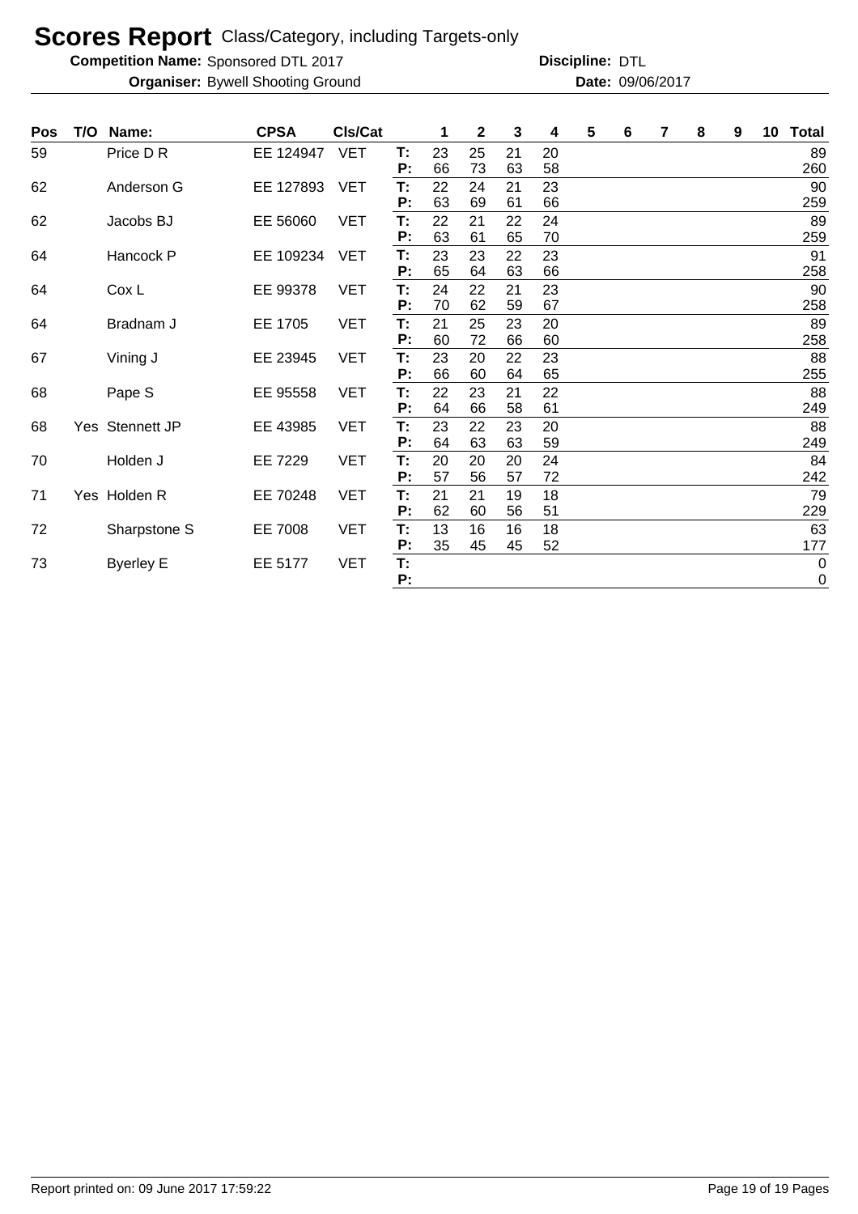# Scores Report Class/Category, including Targets-only

**Competition Name:** Sponsored DTL 2017 **Discipline:** DTL

**Organiser:** Bywell Shooting Ground **Date:** 09/06/2017

| Pos | T/O | Name: | CPSA | Cls/Cat | | 1 | 2 | 3 | 4 | 5 | 6 | 7 | 8 | 9 | 10 | Total |
|---|---|---|---|---|---|---|---|---|---|---|---|---|---|---|---|---|
| 59 | | Price D R | EE 124947 | VET | T: | 23 | 25 | 21 | 20 | | | | | | | 89 |
| | | | | | P: | 66 | 73 | 63 | 58 | | | | | | | 260 |
| 62 | | Anderson G | EE 127893 | VET | T: | 22 | 24 | 21 | 23 | | | | | | | 90 |
| | | | | | P: | 63 | 69 | 61 | 66 | | | | | | | 259 |
| 62 | | Jacobs BJ | EE 56060 | VET | T: | 22 | 21 | 22 | 24 | | | | | | | 89 |
| | | | | | P: | 63 | 61 | 65 | 70 | | | | | | | 259 |
| 64 | | Hancock P | EE 109234 | VET | T: | 23 | 23 | 22 | 23 | | | | | | | 91 |
| | | | | | P: | 65 | 64 | 63 | 66 | | | | | | | 258 |
| 64 | | Cox L | EE 99378 | VET | T: | 24 | 22 | 21 | 23 | | | | | | | 90 |
| | | | | | P: | 70 | 62 | 59 | 67 | | | | | | | 258 |
| 64 | | Bradnam J | EE 1705 | VET | T: | 21 | 25 | 23 | 20 | | | | | | | 89 |
| | | | | | P: | 60 | 72 | 66 | 60 | | | | | | | 258 |
| 67 | | Vining J | EE 23945 | VET | T: | 23 | 20 | 22 | 23 | | | | | | | 88 |
| | | | | | P: | 66 | 60 | 64 | 65 | | | | | | | 255 |
| 68 | | Pape S | EE 95558 | VET | T: | 22 | 23 | 21 | 22 | | | | | | | 88 |
| | | | | | P: | 64 | 66 | 58 | 61 | | | | | | | 249 |
| 68 | Yes | Stennett JP | EE 43985 | VET | T: | 23 | 22 | 23 | 20 | | | | | | | 88 |
| | | | | | P: | 64 | 63 | 63 | 59 | | | | | | | 249 |
| 70 | | Holden J | EE 7229 | VET | T: | 20 | 20 | 20 | 24 | | | | | | | 84 |
| | | | | | P: | 57 | 56 | 57 | 72 | | | | | | | 242 |
| 71 | Yes | Holden R | EE 70248 | VET | T: | 21 | 21 | 19 | 18 | | | | | | | 79 |
| | | | | | P: | 62 | 60 | 56 | 51 | | | | | | | 229 |
| 72 | | Sharpstone S | EE 7008 | VET | T: | 13 | 16 | 16 | 18 | | | | | | | 63 |
| | | | | | P: | 35 | 45 | 45 | 52 | | | | | | | 177 |
| 73 | | Byerley E | EE 5177 | VET | T: | | | | | | | | | | | 0 |
| | | | | | P: | | | | | | | | | | | 0 |

Report printed on: 09 June 2017 17:59:22